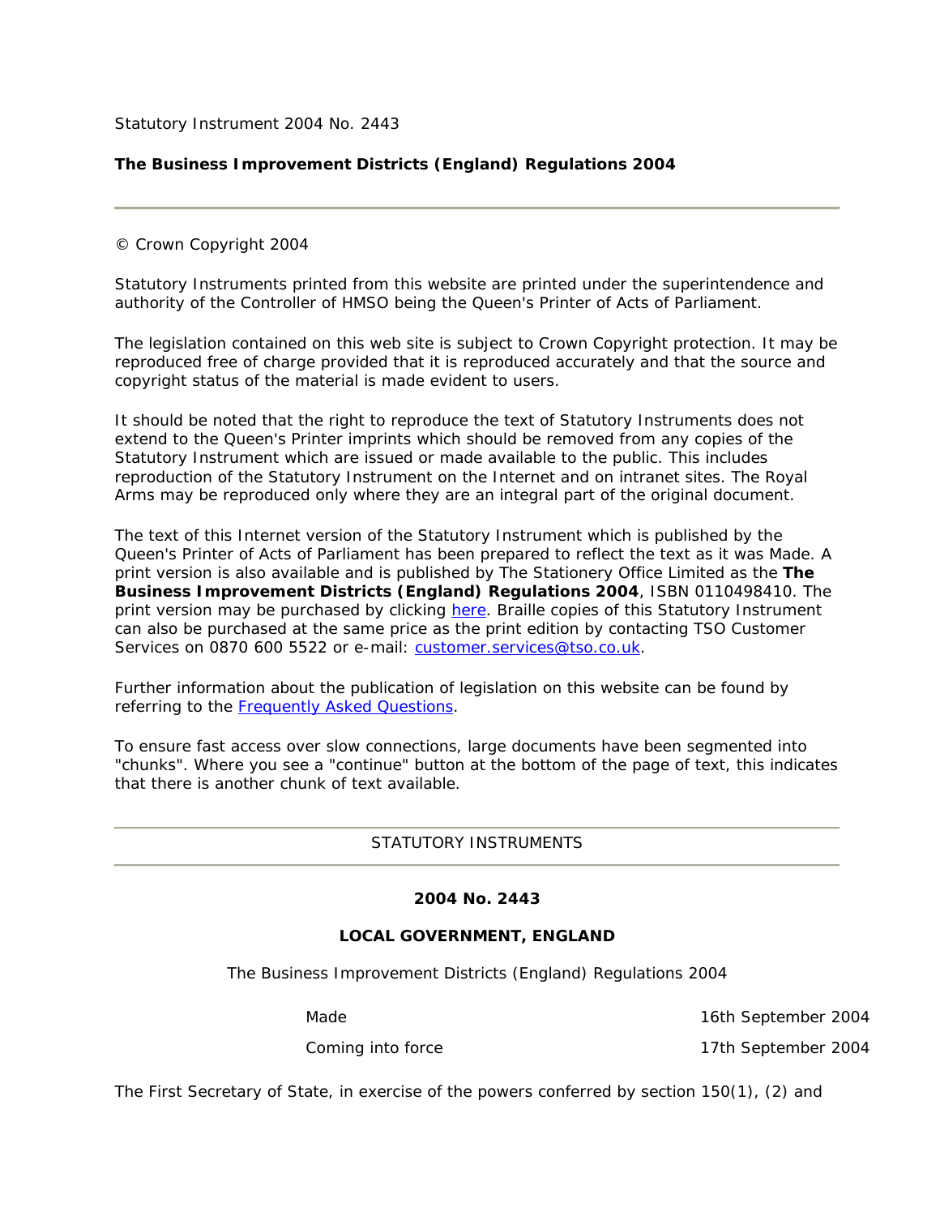Statutory Instrument 2004 No. 2443

**The Business Improvement Districts (England) Regulations 2004**

---

© Crown Copyright 2004

Statutory Instruments printed from this website are printed under the superintendence and authority of the Controller of HMSO being the Queen's Printer of Acts of Parliament.

The legislation contained on this web site is subject to Crown Copyright protection. It may be reproduced free of charge provided that it is reproduced accurately and that the source and copyright status of the material is made evident to users.

It should be noted that the right to reproduce the text of Statutory Instruments does not extend to the Queen's Printer imprints which should be removed from any copies of the Statutory Instrument which are issued or made available to the public. This includes reproduction of the Statutory Instrument on the Internet and on intranet sites. The Royal Arms may be reproduced only where they are an integral part of the original document.

The text of this Internet version of the Statutory Instrument which is published by the Queen's Printer of Acts of Parliament has been prepared to reflect the text as it was Made. A print version is also available and is published by The Stationery Office Limited as the **The Business Improvement Districts (England) Regulations 2004**, ISBN 0110498410. The print version may be purchased by clicking here. Braille copies of this Statutory Instrument can also be purchased at the same price as the print edition by contacting TSO Customer Services on 0870 600 5522 or e-mail: customer.services@tso.co.uk.

Further information about the publication of legislation on this website can be found by referring to the Frequently Asked Questions.

To ensure fast access over slow connections, large documents have been segmented into "chunks". Where you see a "continue" button at the bottom of the page of text, this indicates that there is another chunk of text available.

---

STATUTORY INSTRUMENTS

---

**2004 No. 2443**

**LOCAL GOVERNMENT, ENGLAND**

The Business Improvement Districts (England) Regulations 2004

| | |
|---|---|
| Made | 16th September 2004 |
| Coming into force | 17th September 2004 |

The First Secretary of State, in exercise of the powers conferred by section 150(1), (2) and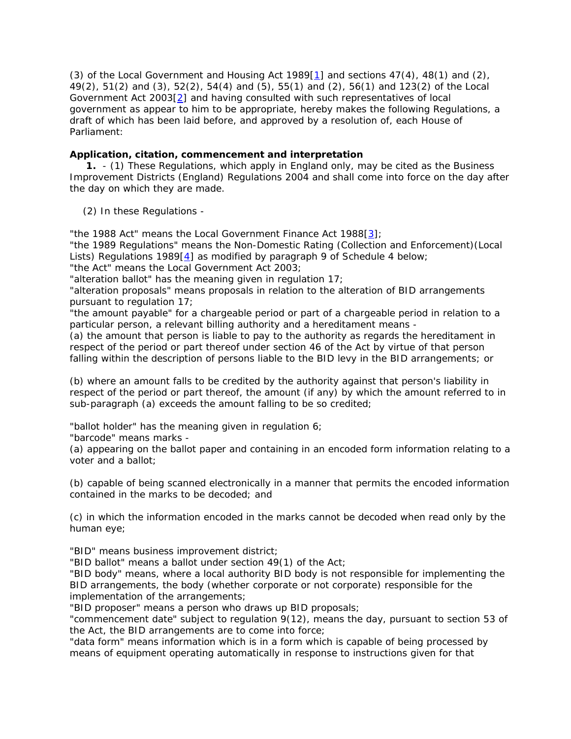(3) of the Local Government and Housing Act 1989[1] and sections 47(4), 48(1) and (2), 49(2), 51(2) and (3), 52(2), 54(4) and (5), 55(1) and (2), 56(1) and 123(2) of the Local Government Act 2003[2] and having consulted with such representatives of local government as appear to him to be appropriate, hereby makes the following Regulations, a draft of which has been laid before, and approved by a resolution of, each House of Parliament:

**Application, citation, commencement and interpretation**

**1.** - (1) These Regulations, which apply in England only, may be cited as the Business Improvement Districts (England) Regulations 2004 and shall come into force on the day after the day on which they are made.

(2) In these Regulations -

"the 1988 Act" means the Local Government Finance Act 1988[3];
"the 1989 Regulations" means the Non-Domestic Rating (Collection and Enforcement)(Local Lists) Regulations 1989[4] as modified by paragraph 9 of Schedule 4 below;
"the Act" means the Local Government Act 2003;
"alteration ballot" has the meaning given in regulation 17;
"alteration proposals" means proposals in relation to the alteration of BID arrangements pursuant to regulation 17;
"the amount payable" for a chargeable period or part of a chargeable period in relation to a particular person, a relevant billing authority and a hereditament means -
(a) the amount that person is liable to pay to the authority as regards the hereditament in respect of the period or part thereof under section 46 of the Act by virtue of that person falling within the description of persons liable to the BID levy in the BID arrangements; or

(b) where an amount falls to be credited by the authority against that person's liability in respect of the period or part thereof, the amount (if any) by which the amount referred to in sub-paragraph (a) exceeds the amount falling to be so credited;

"ballot holder" has the meaning given in regulation 6;
"barcode" means marks -
(a) appearing on the ballot paper and containing in an encoded form information relating to a voter and a ballot;

(b) capable of being scanned electronically in a manner that permits the encoded information contained in the marks to be decoded; and

(c) in which the information encoded in the marks cannot be decoded when read only by the human eye;

"BID" means business improvement district;
"BID ballot" means a ballot under section 49(1) of the Act;
"BID body" means, where a local authority BID body is not responsible for implementing the BID arrangements, the body (whether corporate or not corporate) responsible for the implementation of the arrangements;
"BID proposer" means a person who draws up BID proposals;
"commencement date" subject to regulation 9(12), means the day, pursuant to section 53 of the Act, the BID arrangements are to come into force;
"data form" means information which is in a form which is capable of being processed by means of equipment operating automatically in response to instructions given for that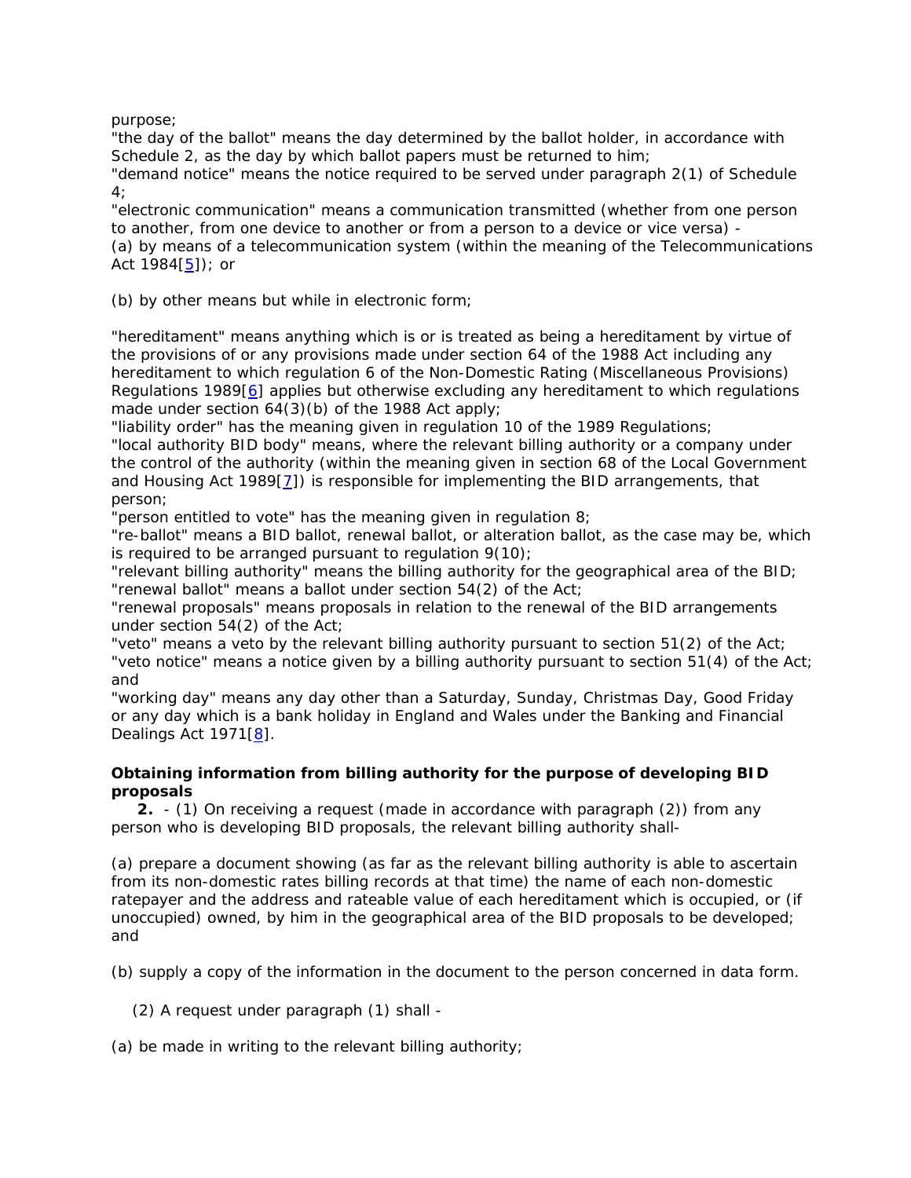purpose;

"the day of the ballot" means the day determined by the ballot holder, in accordance with Schedule 2, as the day by which ballot papers must be returned to him;

"demand notice" means the notice required to be served under paragraph 2(1) of Schedule 4;

"electronic communication" means a communication transmitted (whether from one person to another, from one device to another or from a person to a device or vice versa) -

(a) by means of a telecommunication system (within the meaning of the Telecommunications Act 1984[5]); or

(b) by other means but while in electronic form;

"hereditament" means anything which is or is treated as being a hereditament by virtue of the provisions of or any provisions made under section 64 of the 1988 Act including any hereditament to which regulation 6 of the Non-Domestic Rating (Miscellaneous Provisions) Regulations 1989[6] applies but otherwise excluding any hereditament to which regulations made under section 64(3)(b) of the 1988 Act apply;

"liability order" has the meaning given in regulation 10 of the 1989 Regulations;

"local authority BID body" means, where the relevant billing authority or a company under the control of the authority (within the meaning given in section 68 of the Local Government and Housing Act 1989[7]) is responsible for implementing the BID arrangements, that person;

"person entitled to vote" has the meaning given in regulation 8;

"re-ballot" means a BID ballot, renewal ballot, or alteration ballot, as the case may be, which is required to be arranged pursuant to regulation 9(10);

"relevant billing authority" means the billing authority for the geographical area of the BID;

"renewal ballot" means a ballot under section 54(2) of the Act;

"renewal proposals" means proposals in relation to the renewal of the BID arrangements under section 54(2) of the Act;

"veto" means a veto by the relevant billing authority pursuant to section 51(2) of the Act;

"veto notice" means a notice given by a billing authority pursuant to section 51(4) of the Act; and

"working day" means any day other than a Saturday, Sunday, Christmas Day, Good Friday or any day which is a bank holiday in England and Wales under the Banking and Financial Dealings Act 1971[8].

**Obtaining information from billing authority for the purpose of developing BID proposals**

**2.** - (1) On receiving a request (made in accordance with paragraph (2)) from any person who is developing BID proposals, the relevant billing authority shall-

(a) prepare a document showing (as far as the relevant billing authority is able to ascertain from its non-domestic rates billing records at that time) the name of each non-domestic ratepayer and the address and rateable value of each hereditament which is occupied, or (if unoccupied) owned, by him in the geographical area of the BID proposals to be developed; and

(b) supply a copy of the information in the document to the person concerned in data form.

(2) A request under paragraph (1) shall -

(a) be made in writing to the relevant billing authority;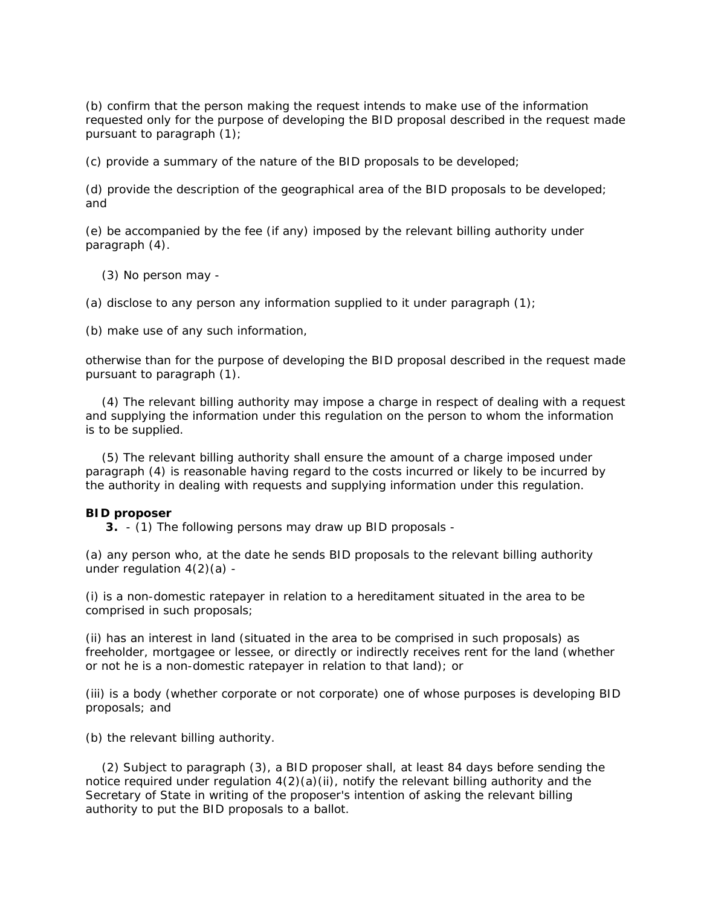(b) confirm that the person making the request intends to make use of the information requested only for the purpose of developing the BID proposal described in the request made pursuant to paragraph (1);

(c) provide a summary of the nature of the BID proposals to be developed;

(d) provide the description of the geographical area of the BID proposals to be developed; and

(e) be accompanied by the fee (if any) imposed by the relevant billing authority under paragraph (4).

(3) No person may -

(a) disclose to any person any information supplied to it under paragraph (1);

(b) make use of any such information,

otherwise than for the purpose of developing the BID proposal described in the request made pursuant to paragraph (1).

(4) The relevant billing authority may impose a charge in respect of dealing with a request and supplying the information under this regulation on the person to whom the information is to be supplied.

(5) The relevant billing authority shall ensure the amount of a charge imposed under paragraph (4) is reasonable having regard to the costs incurred or likely to be incurred by the authority in dealing with requests and supplying information under this regulation.

**BID proposer**

**3.** - (1) The following persons may draw up BID proposals -

(a) any person who, at the date he sends BID proposals to the relevant billing authority under regulation 4(2)(a) -

(i) is a non-domestic ratepayer in relation to a hereditament situated in the area to be comprised in such proposals;

(ii) has an interest in land (situated in the area to be comprised in such proposals) as freeholder, mortgagee or lessee, or directly or indirectly receives rent for the land (whether or not he is a non-domestic ratepayer in relation to that land); or

(iii) is a body (whether corporate or not corporate) one of whose purposes is developing BID proposals; and

(b) the relevant billing authority.

(2) Subject to paragraph (3), a BID proposer shall, at least 84 days before sending the notice required under regulation 4(2)(a)(ii), notify the relevant billing authority and the Secretary of State in writing of the proposer's intention of asking the relevant billing authority to put the BID proposals to a ballot.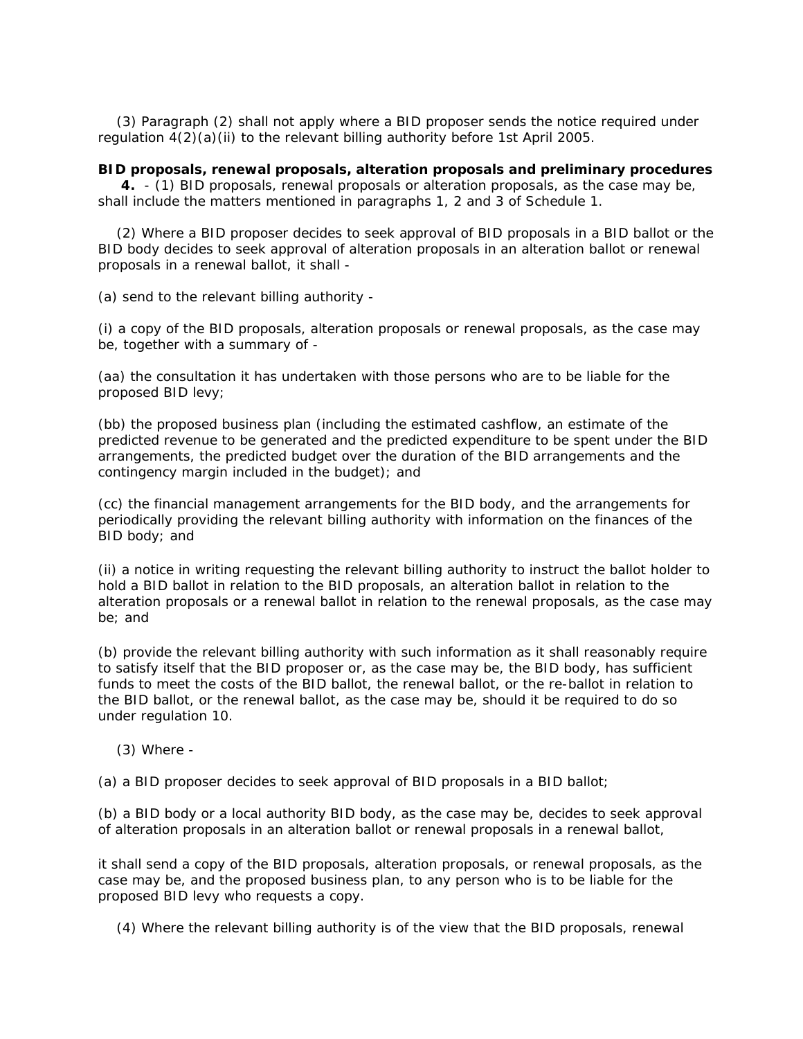(3) Paragraph (2) shall not apply where a BID proposer sends the notice required under regulation 4(2)(a)(ii) to the relevant billing authority before 1st April 2005.

**BID proposals, renewal proposals, alteration proposals and preliminary procedures**

**4.** - (1) BID proposals, renewal proposals or alteration proposals, as the case may be, shall include the matters mentioned in paragraphs 1, 2 and 3 of Schedule 1.

(2) Where a BID proposer decides to seek approval of BID proposals in a BID ballot or the BID body decides to seek approval of alteration proposals in an alteration ballot or renewal proposals in a renewal ballot, it shall -

(a) send to the relevant billing authority -

(i) a copy of the BID proposals, alteration proposals or renewal proposals, as the case may be, together with a summary of -

(aa) the consultation it has undertaken with those persons who are to be liable for the proposed BID levy;

(bb) the proposed business plan (including the estimated cashflow, an estimate of the predicted revenue to be generated and the predicted expenditure to be spent under the BID arrangements, the predicted budget over the duration of the BID arrangements and the contingency margin included in the budget); and

(cc) the financial management arrangements for the BID body, and the arrangements for periodically providing the relevant billing authority with information on the finances of the BID body; and

(ii) a notice in writing requesting the relevant billing authority to instruct the ballot holder to hold a BID ballot in relation to the BID proposals, an alteration ballot in relation to the alteration proposals or a renewal ballot in relation to the renewal proposals, as the case may be; and

(b) provide the relevant billing authority with such information as it shall reasonably require to satisfy itself that the BID proposer or, as the case may be, the BID body, has sufficient funds to meet the costs of the BID ballot, the renewal ballot, or the re-ballot in relation to the BID ballot, or the renewal ballot, as the case may be, should it be required to do so under regulation 10.

(3) Where -

(a) a BID proposer decides to seek approval of BID proposals in a BID ballot;

(b) a BID body or a local authority BID body, as the case may be, decides to seek approval of alteration proposals in an alteration ballot or renewal proposals in a renewal ballot,

it shall send a copy of the BID proposals, alteration proposals, or renewal proposals, as the case may be, and the proposed business plan, to any person who is to be liable for the proposed BID levy who requests a copy.

(4) Where the relevant billing authority is of the view that the BID proposals, renewal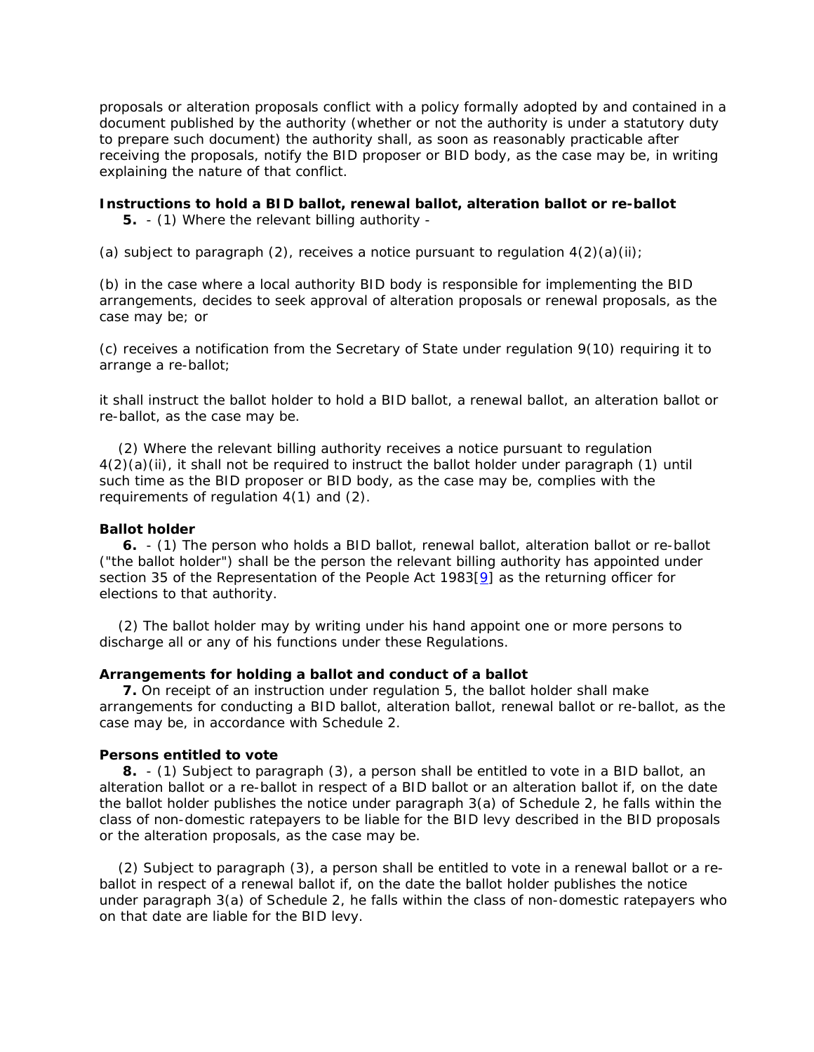proposals or alteration proposals conflict with a policy formally adopted by and contained in a document published by the authority (whether or not the authority is under a statutory duty to prepare such document) the authority shall, as soon as reasonably practicable after receiving the proposals, notify the BID proposer or BID body, as the case may be, in writing explaining the nature of that conflict.

**Instructions to hold a BID ballot, renewal ballot, alteration ballot or re-ballot**

**5.** - (1) Where the relevant billing authority -

(a) subject to paragraph (2), receives a notice pursuant to regulation 4(2)(a)(ii);

(b) in the case where a local authority BID body is responsible for implementing the BID arrangements, decides to seek approval of alteration proposals or renewal proposals, as the case may be; or

(c) receives a notification from the Secretary of State under regulation 9(10) requiring it to arrange a re-ballot;

it shall instruct the ballot holder to hold a BID ballot, a renewal ballot, an alteration ballot or re-ballot, as the case may be.

(2) Where the relevant billing authority receives a notice pursuant to regulation 4(2)(a)(ii), it shall not be required to instruct the ballot holder under paragraph (1) until such time as the BID proposer or BID body, as the case may be, complies with the requirements of regulation 4(1) and (2).

**Ballot holder**

**6.** - (1) The person who holds a BID ballot, renewal ballot, alteration ballot or re-ballot ("the ballot holder") shall be the person the relevant billing authority has appointed under section 35 of the Representation of the People Act 1983[9] as the returning officer for elections to that authority.

(2) The ballot holder may by writing under his hand appoint one or more persons to discharge all or any of his functions under these Regulations.

**Arrangements for holding a ballot and conduct of a ballot**

**7.** On receipt of an instruction under regulation 5, the ballot holder shall make arrangements for conducting a BID ballot, alteration ballot, renewal ballot or re-ballot, as the case may be, in accordance with Schedule 2.

**Persons entitled to vote**

**8.** - (1) Subject to paragraph (3), a person shall be entitled to vote in a BID ballot, an alteration ballot or a re-ballot in respect of a BID ballot or an alteration ballot if, on the date the ballot holder publishes the notice under paragraph 3(a) of Schedule 2, he falls within the class of non-domestic ratepayers to be liable for the BID levy described in the BID proposals or the alteration proposals, as the case may be.

(2) Subject to paragraph (3), a person shall be entitled to vote in a renewal ballot or a re-ballot in respect of a renewal ballot if, on the date the ballot holder publishes the notice under paragraph 3(a) of Schedule 2, he falls within the class of non-domestic ratepayers who on that date are liable for the BID levy.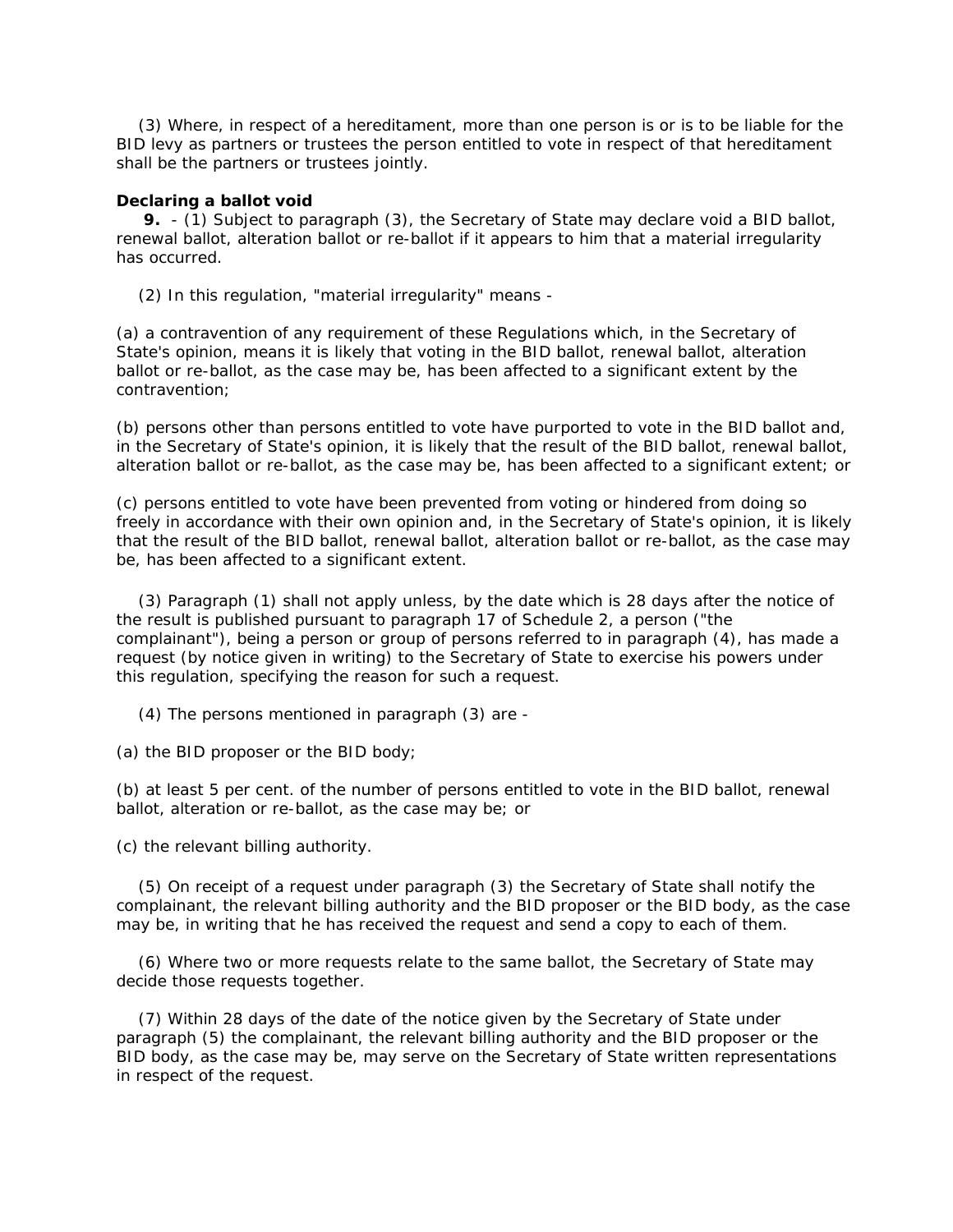(3) Where, in respect of a hereditament, more than one person is or is to be liable for the BID levy as partners or trustees the person entitled to vote in respect of that hereditament shall be the partners or trustees jointly.

**Declaring a ballot void**

**9.** - (1) Subject to paragraph (3), the Secretary of State may declare void a BID ballot, renewal ballot, alteration ballot or re-ballot if it appears to him that a material irregularity has occurred.

(2) In this regulation, "material irregularity" means -

(a) a contravention of any requirement of these Regulations which, in the Secretary of State's opinion, means it is likely that voting in the BID ballot, renewal ballot, alteration ballot or re-ballot, as the case may be, has been affected to a significant extent by the contravention;

(b) persons other than persons entitled to vote have purported to vote in the BID ballot and, in the Secretary of State's opinion, it is likely that the result of the BID ballot, renewal ballot, alteration ballot or re-ballot, as the case may be, has been affected to a significant extent; or

(c) persons entitled to vote have been prevented from voting or hindered from doing so freely in accordance with their own opinion and, in the Secretary of State's opinion, it is likely that the result of the BID ballot, renewal ballot, alteration ballot or re-ballot, as the case may be, has been affected to a significant extent.

(3) Paragraph (1) shall not apply unless, by the date which is 28 days after the notice of the result is published pursuant to paragraph 17 of Schedule 2, a person ("the complainant"), being a person or group of persons referred to in paragraph (4), has made a request (by notice given in writing) to the Secretary of State to exercise his powers under this regulation, specifying the reason for such a request.

(4) The persons mentioned in paragraph (3) are -

(a) the BID proposer or the BID body;

(b) at least 5 per cent. of the number of persons entitled to vote in the BID ballot, renewal ballot, alteration or re-ballot, as the case may be; or

(c) the relevant billing authority.

(5) On receipt of a request under paragraph (3) the Secretary of State shall notify the complainant, the relevant billing authority and the BID proposer or the BID body, as the case may be, in writing that he has received the request and send a copy to each of them.

(6) Where two or more requests relate to the same ballot, the Secretary of State may decide those requests together.

(7) Within 28 days of the date of the notice given by the Secretary of State under paragraph (5) the complainant, the relevant billing authority and the BID proposer or the BID body, as the case may be, may serve on the Secretary of State written representations in respect of the request.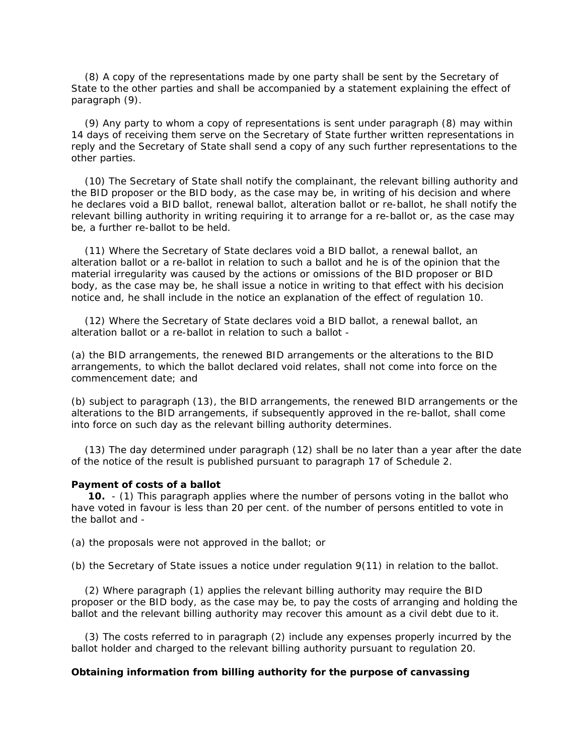(8) A copy of the representations made by one party shall be sent by the Secretary of State to the other parties and shall be accompanied by a statement explaining the effect of paragraph (9).

(9) Any party to whom a copy of representations is sent under paragraph (8) may within 14 days of receiving them serve on the Secretary of State further written representations in reply and the Secretary of State shall send a copy of any such further representations to the other parties.

(10) The Secretary of State shall notify the complainant, the relevant billing authority and the BID proposer or the BID body, as the case may be, in writing of his decision and where he declares void a BID ballot, renewal ballot, alteration ballot or re-ballot, he shall notify the relevant billing authority in writing requiring it to arrange for a re-ballot or, as the case may be, a further re-ballot to be held.

(11) Where the Secretary of State declares void a BID ballot, a renewal ballot, an alteration ballot or a re-ballot in relation to such a ballot and he is of the opinion that the material irregularity was caused by the actions or omissions of the BID proposer or BID body, as the case may be, he shall issue a notice in writing to that effect with his decision notice and, he shall include in the notice an explanation of the effect of regulation 10.

(12) Where the Secretary of State declares void a BID ballot, a renewal ballot, an alteration ballot or a re-ballot in relation to such a ballot -

(a) the BID arrangements, the renewed BID arrangements or the alterations to the BID arrangements, to which the ballot declared void relates, shall not come into force on the commencement date; and

(b) subject to paragraph (13), the BID arrangements, the renewed BID arrangements or the alterations to the BID arrangements, if subsequently approved in the re-ballot, shall come into force on such day as the relevant billing authority determines.

(13) The day determined under paragraph (12) shall be no later than a year after the date of the notice of the result is published pursuant to paragraph 17 of Schedule 2.

**Payment of costs of a ballot**

**10.** - (1) This paragraph applies where the number of persons voting in the ballot who have voted in favour is less than 20 per cent. of the number of persons entitled to vote in the ballot and -

(a) the proposals were not approved in the ballot; or

(b) the Secretary of State issues a notice under regulation 9(11) in relation to the ballot.

(2) Where paragraph (1) applies the relevant billing authority may require the BID proposer or the BID body, as the case may be, to pay the costs of arranging and holding the ballot and the relevant billing authority may recover this amount as a civil debt due to it.

(3) The costs referred to in paragraph (2) include any expenses properly incurred by the ballot holder and charged to the relevant billing authority pursuant to regulation 20.

**Obtaining information from billing authority for the purpose of canvassing**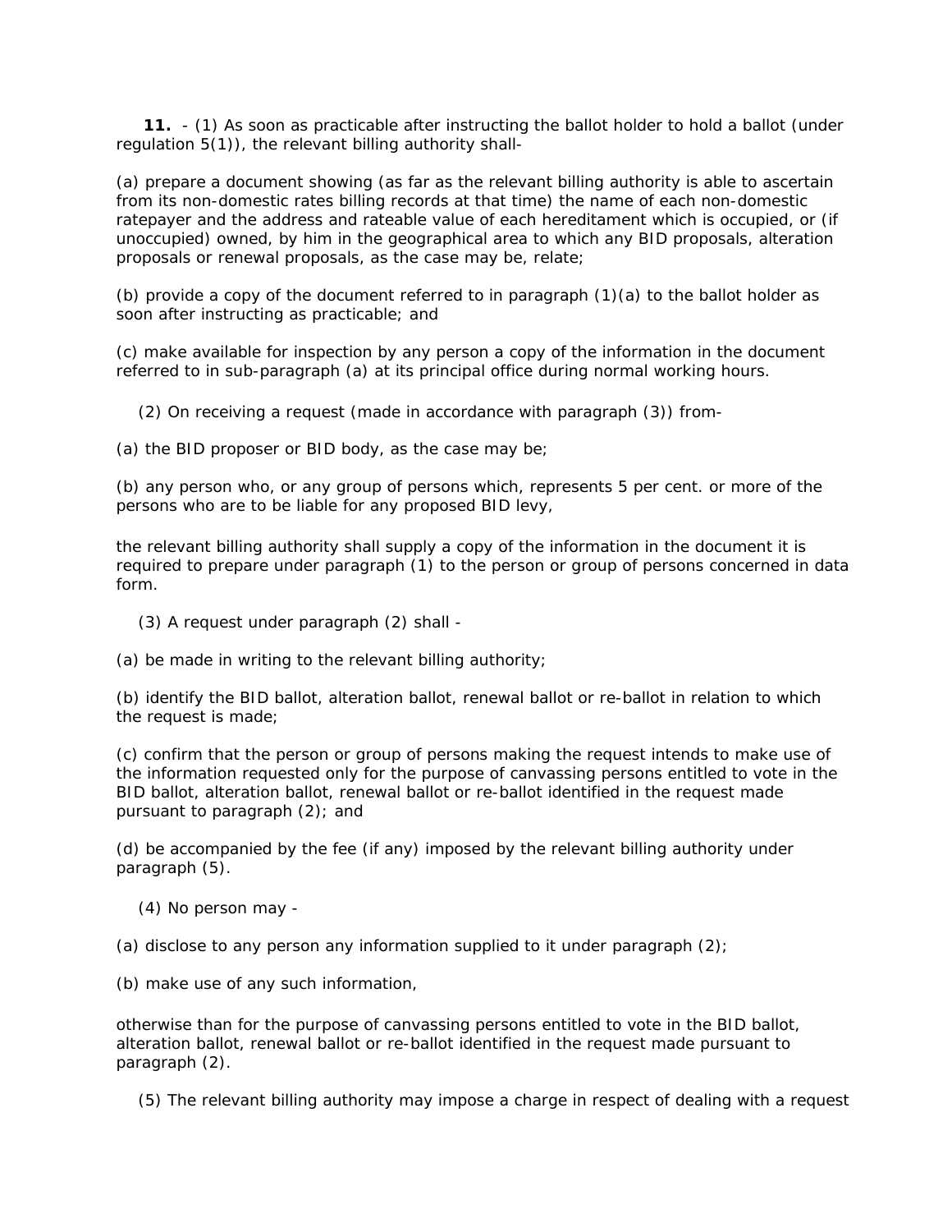**11.** - (1) As soon as practicable after instructing the ballot holder to hold a ballot (under regulation 5(1)), the relevant billing authority shall-

(a) prepare a document showing (as far as the relevant billing authority is able to ascertain from its non-domestic rates billing records at that time) the name of each non-domestic ratepayer and the address and rateable value of each hereditament which is occupied, or (if unoccupied) owned, by him in the geographical area to which any BID proposals, alteration proposals or renewal proposals, as the case may be, relate;

(b) provide a copy of the document referred to in paragraph (1)(a) to the ballot holder as soon after instructing as practicable; and

(c) make available for inspection by any person a copy of the information in the document referred to in sub-paragraph (a) at its principal office during normal working hours.

(2) On receiving a request (made in accordance with paragraph (3)) from-

(a) the BID proposer or BID body, as the case may be;

(b) any person who, or any group of persons which, represents 5 per cent. or more of the persons who are to be liable for any proposed BID levy,

the relevant billing authority shall supply a copy of the information in the document it is required to prepare under paragraph (1) to the person or group of persons concerned in data form.

(3) A request under paragraph (2) shall -

(a) be made in writing to the relevant billing authority;

(b) identify the BID ballot, alteration ballot, renewal ballot or re-ballot in relation to which the request is made;

(c) confirm that the person or group of persons making the request intends to make use of the information requested only for the purpose of canvassing persons entitled to vote in the BID ballot, alteration ballot, renewal ballot or re-ballot identified in the request made pursuant to paragraph (2); and

(d) be accompanied by the fee (if any) imposed by the relevant billing authority under paragraph (5).

(4) No person may -

(a) disclose to any person any information supplied to it under paragraph (2);

(b) make use of any such information,

otherwise than for the purpose of canvassing persons entitled to vote in the BID ballot, alteration ballot, renewal ballot or re-ballot identified in the request made pursuant to paragraph (2).

(5) The relevant billing authority may impose a charge in respect of dealing with a request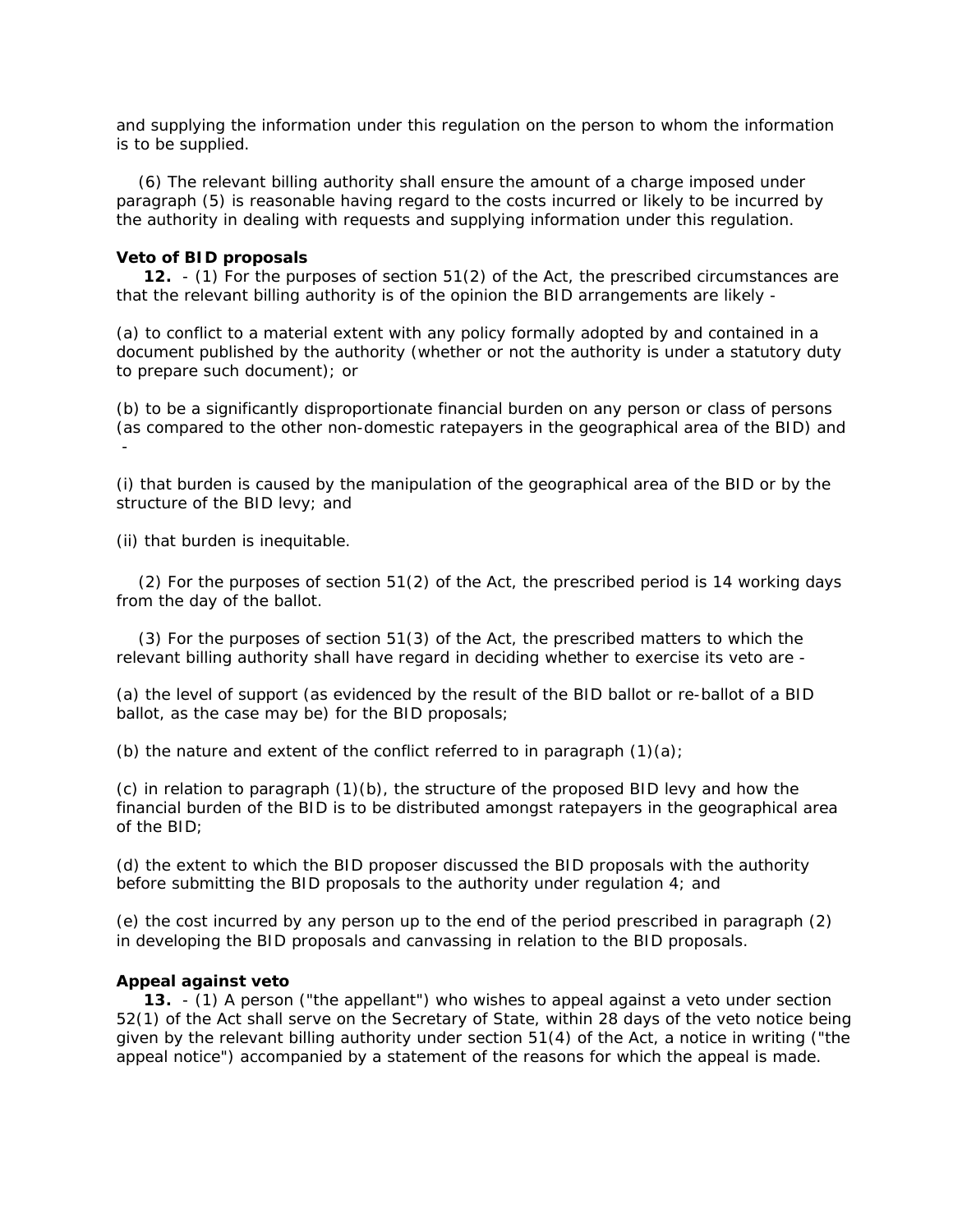and supplying the information under this regulation on the person to whom the information is to be supplied.

(6) The relevant billing authority shall ensure the amount of a charge imposed under paragraph (5) is reasonable having regard to the costs incurred or likely to be incurred by the authority in dealing with requests and supplying information under this regulation.

**Veto of BID proposals**

**12.** - (1) For the purposes of section 51(2) of the Act, the prescribed circumstances are that the relevant billing authority is of the opinion the BID arrangements are likely -

(a) to conflict to a material extent with any policy formally adopted by and contained in a document published by the authority (whether or not the authority is under a statutory duty to prepare such document); or

(b) to be a significantly disproportionate financial burden on any person or class of persons (as compared to the other non-domestic ratepayers in the geographical area of the BID) and -

(i) that burden is caused by the manipulation of the geographical area of the BID or by the structure of the BID levy; and

(ii) that burden is inequitable.

(2) For the purposes of section 51(2) of the Act, the prescribed period is 14 working days from the day of the ballot.

(3) For the purposes of section 51(3) of the Act, the prescribed matters to which the relevant billing authority shall have regard in deciding whether to exercise its veto are -

(a) the level of support (as evidenced by the result of the BID ballot or re-ballot of a BID ballot, as the case may be) for the BID proposals;

(b) the nature and extent of the conflict referred to in paragraph (1)(a);

(c) in relation to paragraph (1)(b), the structure of the proposed BID levy and how the financial burden of the BID is to be distributed amongst ratepayers in the geographical area of the BID;

(d) the extent to which the BID proposer discussed the BID proposals with the authority before submitting the BID proposals to the authority under regulation 4; and

(e) the cost incurred by any person up to the end of the period prescribed in paragraph (2) in developing the BID proposals and canvassing in relation to the BID proposals.

**Appeal against veto**

**13.** - (1) A person ("the appellant") who wishes to appeal against a veto under section 52(1) of the Act shall serve on the Secretary of State, within 28 days of the veto notice being given by the relevant billing authority under section 51(4) of the Act, a notice in writing ("the appeal notice") accompanied by a statement of the reasons for which the appeal is made.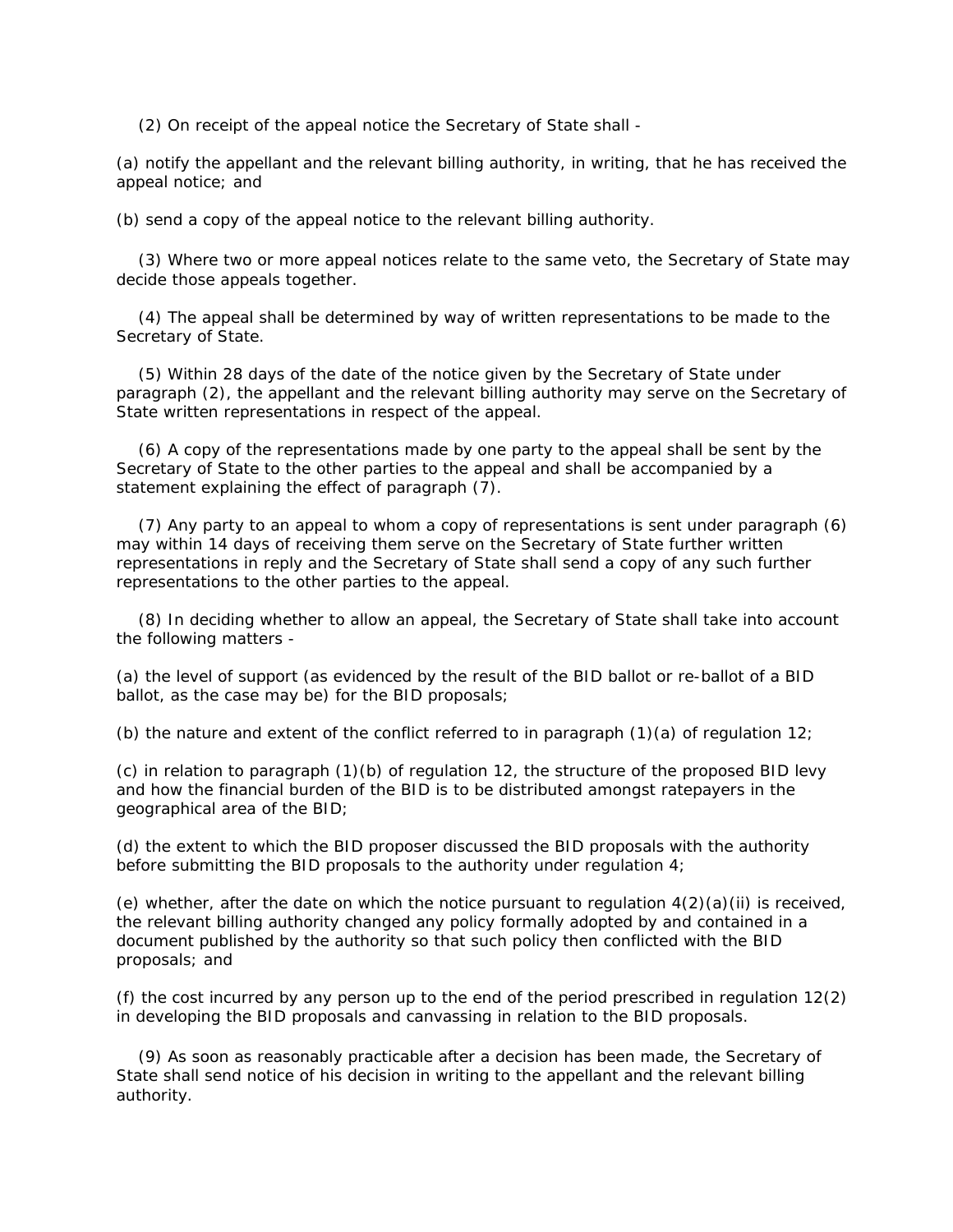(2) On receipt of the appeal notice the Secretary of State shall -

(a) notify the appellant and the relevant billing authority, in writing, that he has received the appeal notice; and

(b) send a copy of the appeal notice to the relevant billing authority.

(3) Where two or more appeal notices relate to the same veto, the Secretary of State may decide those appeals together.

(4) The appeal shall be determined by way of written representations to be made to the Secretary of State.

(5) Within 28 days of the date of the notice given by the Secretary of State under paragraph (2), the appellant and the relevant billing authority may serve on the Secretary of State written representations in respect of the appeal.

(6) A copy of the representations made by one party to the appeal shall be sent by the Secretary of State to the other parties to the appeal and shall be accompanied by a statement explaining the effect of paragraph (7).

(7) Any party to an appeal to whom a copy of representations is sent under paragraph (6) may within 14 days of receiving them serve on the Secretary of State further written representations in reply and the Secretary of State shall send a copy of any such further representations to the other parties to the appeal.

(8) In deciding whether to allow an appeal, the Secretary of State shall take into account the following matters -

(a) the level of support (as evidenced by the result of the BID ballot or re-ballot of a BID ballot, as the case may be) for the BID proposals;

(b) the nature and extent of the conflict referred to in paragraph (1)(a) of regulation 12;

(c) in relation to paragraph (1)(b) of regulation 12, the structure of the proposed BID levy and how the financial burden of the BID is to be distributed amongst ratepayers in the geographical area of the BID;

(d) the extent to which the BID proposer discussed the BID proposals with the authority before submitting the BID proposals to the authority under regulation 4;

(e) whether, after the date on which the notice pursuant to regulation 4(2)(a)(ii) is received, the relevant billing authority changed any policy formally adopted by and contained in a document published by the authority so that such policy then conflicted with the BID proposals; and

(f) the cost incurred by any person up to the end of the period prescribed in regulation 12(2) in developing the BID proposals and canvassing in relation to the BID proposals.

(9) As soon as reasonably practicable after a decision has been made, the Secretary of State shall send notice of his decision in writing to the appellant and the relevant billing authority.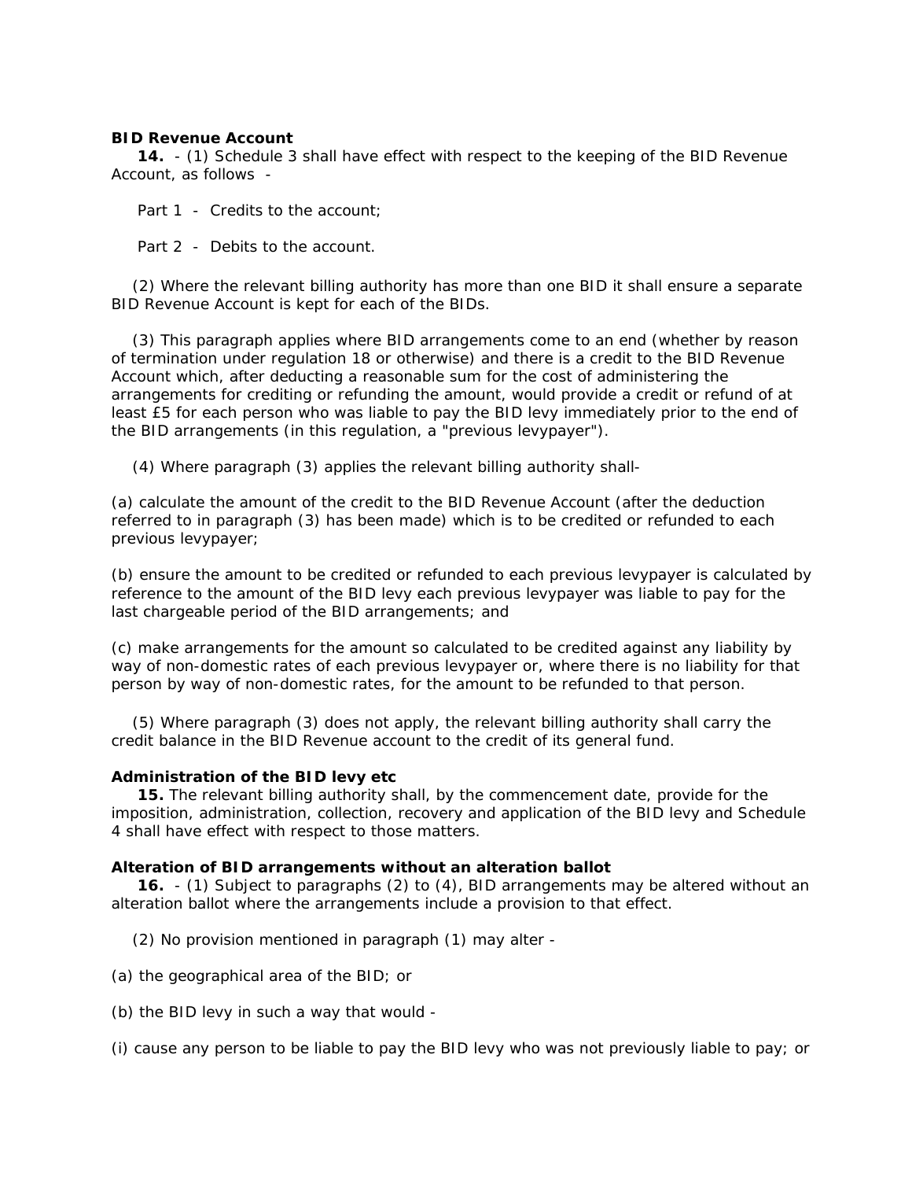**BID Revenue Account**

**14.** - (1) Schedule 3 shall have effect with respect to the keeping of the BID Revenue Account, as follows -

Part 1 - Credits to the account;

Part 2 - Debits to the account.

(2) Where the relevant billing authority has more than one BID it shall ensure a separate BID Revenue Account is kept for each of the BIDs.

(3) This paragraph applies where BID arrangements come to an end (whether by reason of termination under regulation 18 or otherwise) and there is a credit to the BID Revenue Account which, after deducting a reasonable sum for the cost of administering the arrangements for crediting or refunding the amount, would provide a credit or refund of at least £5 for each person who was liable to pay the BID levy immediately prior to the end of the BID arrangements (in this regulation, a "previous levypayer").

(4) Where paragraph (3) applies the relevant billing authority shall-

(a) calculate the amount of the credit to the BID Revenue Account (after the deduction referred to in paragraph (3) has been made) which is to be credited or refunded to each previous levypayer;

(b) ensure the amount to be credited or refunded to each previous levypayer is calculated by reference to the amount of the BID levy each previous levypayer was liable to pay for the last chargeable period of the BID arrangements; and

(c) make arrangements for the amount so calculated to be credited against any liability by way of non-domestic rates of each previous levypayer or, where there is no liability for that person by way of non-domestic rates, for the amount to be refunded to that person.

(5) Where paragraph (3) does not apply, the relevant billing authority shall carry the credit balance in the BID Revenue account to the credit of its general fund.

**Administration of the BID levy etc**

**15.** The relevant billing authority shall, by the commencement date, provide for the imposition, administration, collection, recovery and application of the BID levy and Schedule 4 shall have effect with respect to those matters.

**Alteration of BID arrangements without an alteration ballot**

**16.** - (1) Subject to paragraphs (2) to (4), BID arrangements may be altered without an alteration ballot where the arrangements include a provision to that effect.

(2) No provision mentioned in paragraph (1) may alter -

(a) the geographical area of the BID; or

(b) the BID levy in such a way that would -

(i) cause any person to be liable to pay the BID levy who was not previously liable to pay; or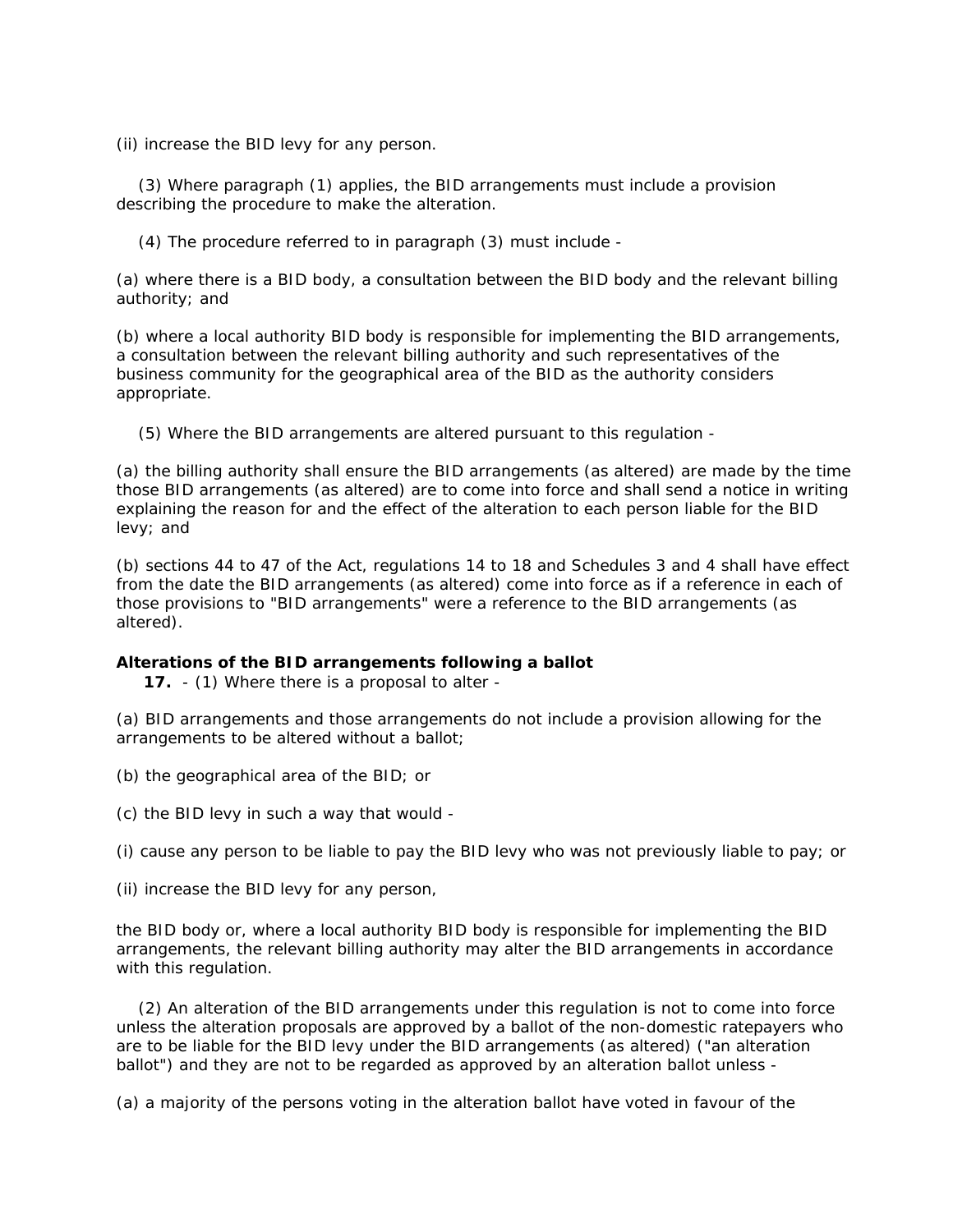(ii) increase the BID levy for any person.

(3) Where paragraph (1) applies, the BID arrangements must include a provision describing the procedure to make the alteration.

(4) The procedure referred to in paragraph (3) must include -

(a) where there is a BID body, a consultation between the BID body and the relevant billing authority; and

(b) where a local authority BID body is responsible for implementing the BID arrangements, a consultation between the relevant billing authority and such representatives of the business community for the geographical area of the BID as the authority considers appropriate.

(5) Where the BID arrangements are altered pursuant to this regulation -

(a) the billing authority shall ensure the BID arrangements (as altered) are made by the time those BID arrangements (as altered) are to come into force and shall send a notice in writing explaining the reason for and the effect of the alteration to each person liable for the BID levy; and

(b) sections 44 to 47 of the Act, regulations 14 to 18 and Schedules 3 and 4 shall have effect from the date the BID arrangements (as altered) come into force as if a reference in each of those provisions to "BID arrangements" were a reference to the BID arrangements (as altered).

**Alterations of the BID arrangements following a ballot**

**17.** - (1) Where there is a proposal to alter -

(a) BID arrangements and those arrangements do not include a provision allowing for the arrangements to be altered without a ballot;

(b) the geographical area of the BID; or

(c) the BID levy in such a way that would -

(i) cause any person to be liable to pay the BID levy who was not previously liable to pay; or

(ii) increase the BID levy for any person,

the BID body or, where a local authority BID body is responsible for implementing the BID arrangements, the relevant billing authority may alter the BID arrangements in accordance with this regulation.

(2) An alteration of the BID arrangements under this regulation is not to come into force unless the alteration proposals are approved by a ballot of the non-domestic ratepayers who are to be liable for the BID levy under the BID arrangements (as altered) ("an alteration ballot") and they are not to be regarded as approved by an alteration ballot unless -

(a) a majority of the persons voting in the alteration ballot have voted in favour of the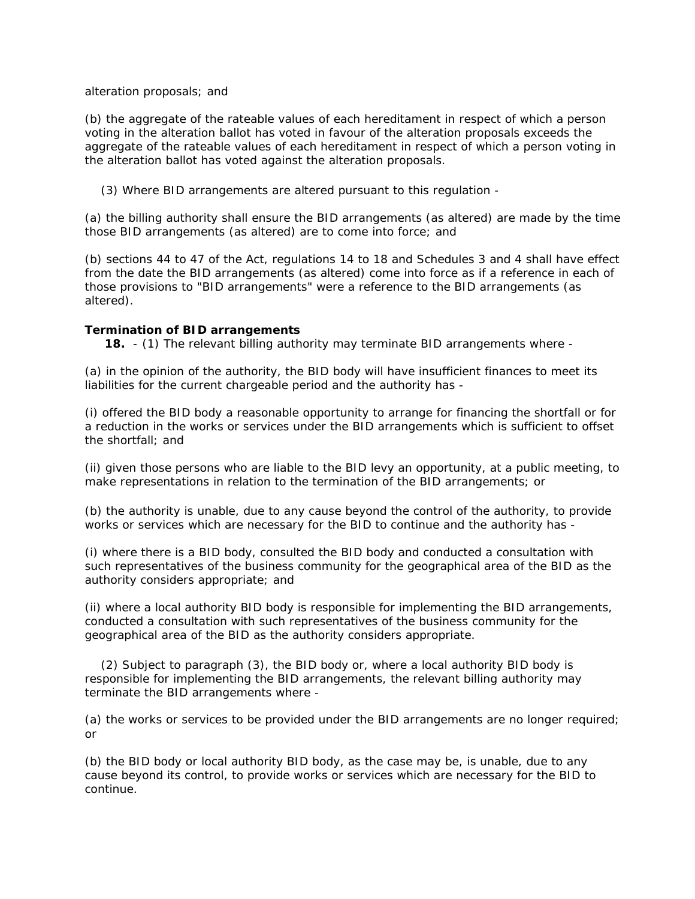alteration proposals; and

(b) the aggregate of the rateable values of each hereditament in respect of which a person voting in the alteration ballot has voted in favour of the alteration proposals exceeds the aggregate of the rateable values of each hereditament in respect of which a person voting in the alteration ballot has voted against the alteration proposals.

(3) Where BID arrangements are altered pursuant to this regulation -

(a) the billing authority shall ensure the BID arrangements (as altered) are made by the time those BID arrangements (as altered) are to come into force; and

(b) sections 44 to 47 of the Act, regulations 14 to 18 and Schedules 3 and 4 shall have effect from the date the BID arrangements (as altered) come into force as if a reference in each of those provisions to "BID arrangements" were a reference to the BID arrangements (as altered).

**Termination of BID arrangements**

**18.** - (1) The relevant billing authority may terminate BID arrangements where -

(a) in the opinion of the authority, the BID body will have insufficient finances to meet its liabilities for the current chargeable period and the authority has -

(i) offered the BID body a reasonable opportunity to arrange for financing the shortfall or for a reduction in the works or services under the BID arrangements which is sufficient to offset the shortfall; and

(ii) given those persons who are liable to the BID levy an opportunity, at a public meeting, to make representations in relation to the termination of the BID arrangements; or

(b) the authority is unable, due to any cause beyond the control of the authority, to provide works or services which are necessary for the BID to continue and the authority has -

(i) where there is a BID body, consulted the BID body and conducted a consultation with such representatives of the business community for the geographical area of the BID as the authority considers appropriate; and

(ii) where a local authority BID body is responsible for implementing the BID arrangements, conducted a consultation with such representatives of the business community for the geographical area of the BID as the authority considers appropriate.

(2) Subject to paragraph (3), the BID body or, where a local authority BID body is responsible for implementing the BID arrangements, the relevant billing authority may terminate the BID arrangements where -

(a) the works or services to be provided under the BID arrangements are no longer required; or

(b) the BID body or local authority BID body, as the case may be, is unable, due to any cause beyond its control, to provide works or services which are necessary for the BID to continue.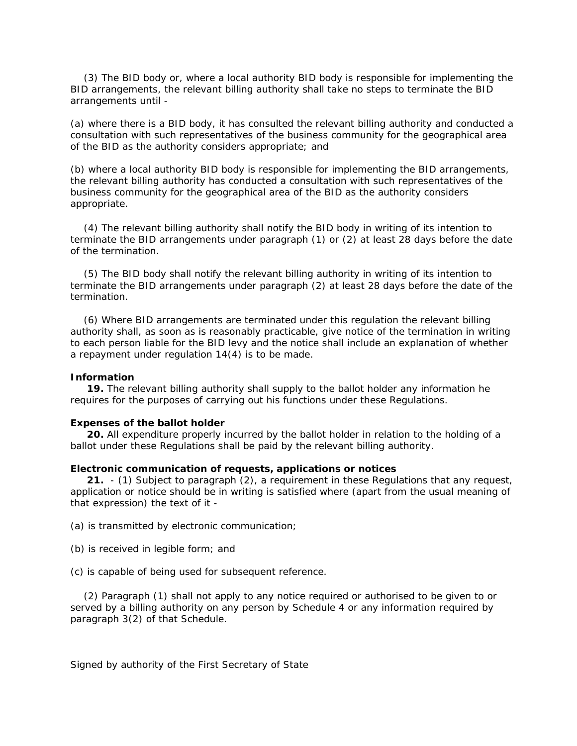(3) The BID body or, where a local authority BID body is responsible for implementing the BID arrangements, the relevant billing authority shall take no steps to terminate the BID arrangements until -

(a) where there is a BID body, it has consulted the relevant billing authority and conducted a consultation with such representatives of the business community for the geographical area of the BID as the authority considers appropriate; and

(b) where a local authority BID body is responsible for implementing the BID arrangements, the relevant billing authority has conducted a consultation with such representatives of the business community for the geographical area of the BID as the authority considers appropriate.

(4) The relevant billing authority shall notify the BID body in writing of its intention to terminate the BID arrangements under paragraph (1) or (2) at least 28 days before the date of the termination.

(5) The BID body shall notify the relevant billing authority in writing of its intention to terminate the BID arrangements under paragraph (2) at least 28 days before the date of the termination.

(6) Where BID arrangements are terminated under this regulation the relevant billing authority shall, as soon as is reasonably practicable, give notice of the termination in writing to each person liable for the BID levy and the notice shall include an explanation of whether a repayment under regulation 14(4) is to be made.

**Information**

**19.** The relevant billing authority shall supply to the ballot holder any information he requires for the purposes of carrying out his functions under these Regulations.

**Expenses of the ballot holder**

**20.** All expenditure properly incurred by the ballot holder in relation to the holding of a ballot under these Regulations shall be paid by the relevant billing authority.

**Electronic communication of requests, applications or notices**

**21.** - (1) Subject to paragraph (2), a requirement in these Regulations that any request, application or notice should be in writing is satisfied where (apart from the usual meaning of that expression) the text of it -

(a) is transmitted by electronic communication;

(b) is received in legible form; and

(c) is capable of being used for subsequent reference.

(2) Paragraph (1) shall not apply to any notice required or authorised to be given to or served by a billing authority on any person by Schedule 4 or any information required by paragraph 3(2) of that Schedule.

Signed by authority of the First Secretary of State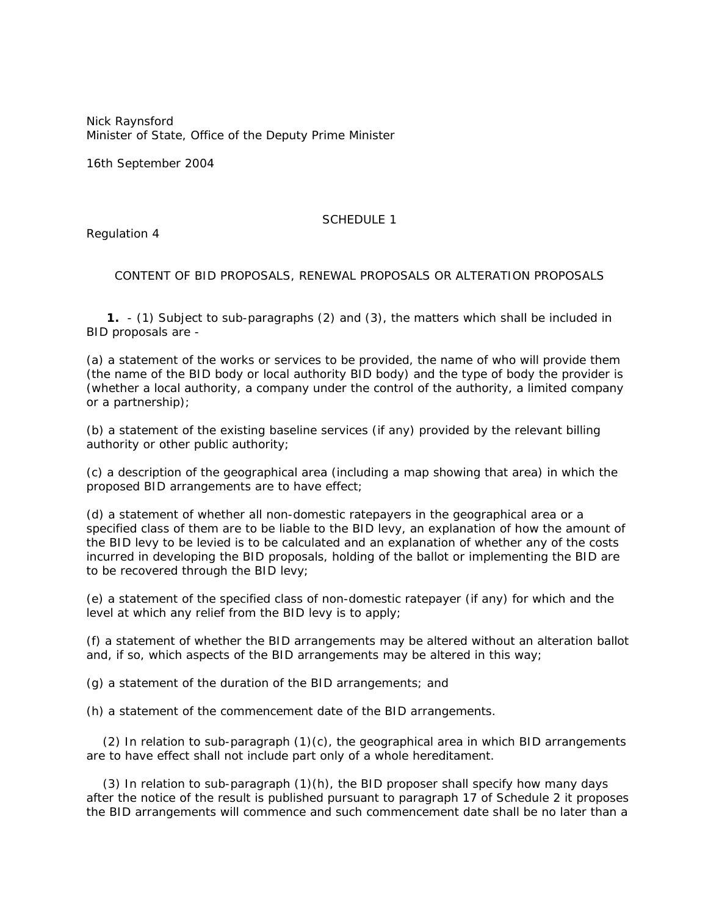Nick Raynsford
Minister of State, Office of the Deputy Prime Minister

16th September 2004

## SCHEDULE 1

Regulation 4

### CONTENT OF BID PROPOSALS, RENEWAL PROPOSALS OR ALTERATION PROPOSALS

**1.** - (1) Subject to sub-paragraphs (2) and (3), the matters which shall be included in BID proposals are -

(a) a statement of the works or services to be provided, the name of who will provide them (the name of the BID body or local authority BID body) and the type of body the provider is (whether a local authority, a company under the control of the authority, a limited company or a partnership);

(b) a statement of the existing baseline services (if any) provided by the relevant billing authority or other public authority;

(c) a description of the geographical area (including a map showing that area) in which the proposed BID arrangements are to have effect;

(d) a statement of whether all non-domestic ratepayers in the geographical area or a specified class of them are to be liable to the BID levy, an explanation of how the amount of the BID levy to be levied is to be calculated and an explanation of whether any of the costs incurred in developing the BID proposals, holding of the ballot or implementing the BID are to be recovered through the BID levy;

(e) a statement of the specified class of non-domestic ratepayer (if any) for which and the level at which any relief from the BID levy is to apply;

(f) a statement of whether the BID arrangements may be altered without an alteration ballot and, if so, which aspects of the BID arrangements may be altered in this way;

(g) a statement of the duration of the BID arrangements; and

(h) a statement of the commencement date of the BID arrangements.

(2) In relation to sub-paragraph (1)(c), the geographical area in which BID arrangements are to have effect shall not include part only of a whole hereditament.

(3) In relation to sub-paragraph (1)(h), the BID proposer shall specify how many days after the notice of the result is published pursuant to paragraph 17 of Schedule 2 it proposes the BID arrangements will commence and such commencement date shall be no later than a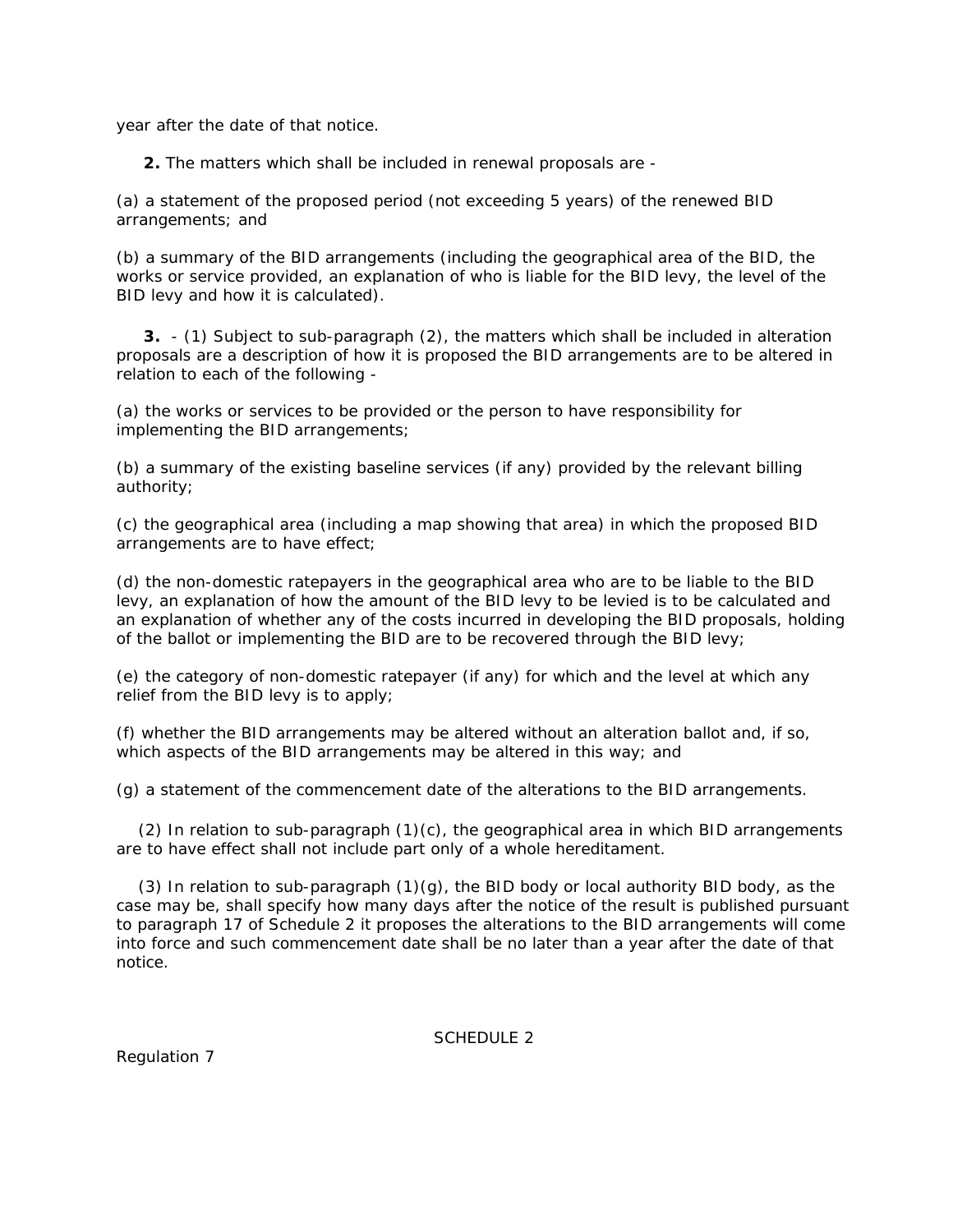year after the date of that notice.

**2.** The matters which shall be included in renewal proposals are -

(a) a statement of the proposed period (not exceeding 5 years) of the renewed BID arrangements; and

(b) a summary of the BID arrangements (including the geographical area of the BID, the works or service provided, an explanation of who is liable for the BID levy, the level of the BID levy and how it is calculated).

**3.** - (1) Subject to sub-paragraph (2), the matters which shall be included in alteration proposals are a description of how it is proposed the BID arrangements are to be altered in relation to each of the following -

(a) the works or services to be provided or the person to have responsibility for implementing the BID arrangements;

(b) a summary of the existing baseline services (if any) provided by the relevant billing authority;

(c) the geographical area (including a map showing that area) in which the proposed BID arrangements are to have effect;

(d) the non-domestic ratepayers in the geographical area who are to be liable to the BID levy, an explanation of how the amount of the BID levy to be levied is to be calculated and an explanation of whether any of the costs incurred in developing the BID proposals, holding of the ballot or implementing the BID are to be recovered through the BID levy;

(e) the category of non-domestic ratepayer (if any) for which and the level at which any relief from the BID levy is to apply;

(f) whether the BID arrangements may be altered without an alteration ballot and, if so, which aspects of the BID arrangements may be altered in this way; and

(g) a statement of the commencement date of the alterations to the BID arrangements.

(2) In relation to sub-paragraph (1)(c), the geographical area in which BID arrangements are to have effect shall not include part only of a whole hereditament.

(3) In relation to sub-paragraph (1)(g), the BID body or local authority BID body, as the case may be, shall specify how many days after the notice of the result is published pursuant to paragraph 17 of Schedule 2 it proposes the alterations to the BID arrangements will come into force and such commencement date shall be no later than a year after the date of that notice.

SCHEDULE 2

Regulation 7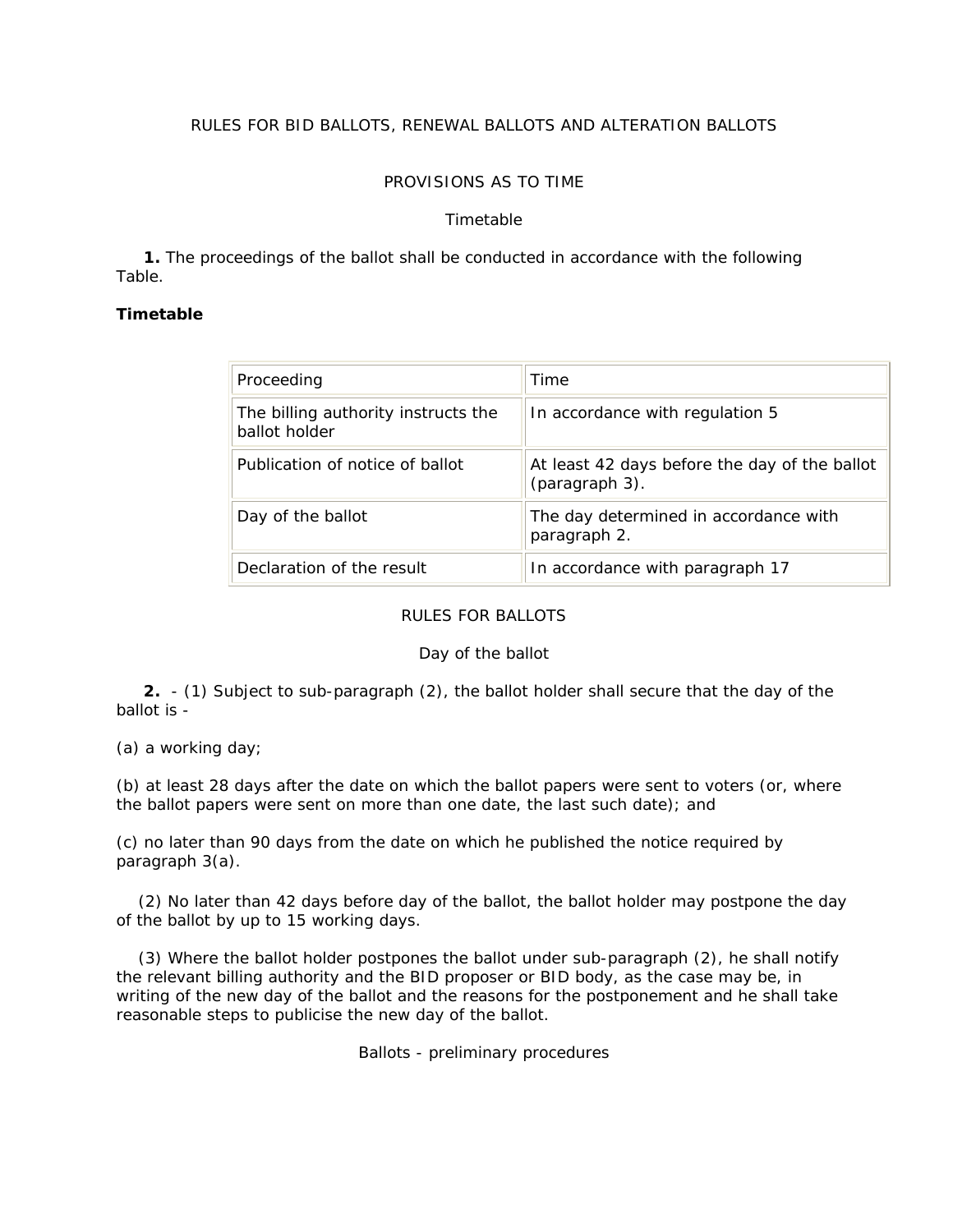RULES FOR BID BALLOTS, RENEWAL BALLOTS AND ALTERATION BALLOTS

PROVISIONS AS TO TIME

Timetable

**1.** The proceedings of the ballot shall be conducted in accordance with the following Table.

**Timetable**

| Proceeding | Time |
|---|---|
| The billing authority instructs the ballot holder | In accordance with regulation 5 |
| Publication of notice of ballot | At least 42 days before the day of the ballot (paragraph 3). |
| Day of the ballot | The day determined in accordance with paragraph 2. |
| Declaration of the result | In accordance with paragraph 17 |

RULES FOR BALLOTS

Day of the ballot

**2.** - (1) Subject to sub-paragraph (2), the ballot holder shall secure that the day of the ballot is -

(a) a working day;

(b) at least 28 days after the date on which the ballot papers were sent to voters (or, where the ballot papers were sent on more than one date, the last such date); and

(c) no later than 90 days from the date on which he published the notice required by paragraph 3(a).

(2) No later than 42 days before day of the ballot, the ballot holder may postpone the day of the ballot by up to 15 working days.

(3) Where the ballot holder postpones the ballot under sub-paragraph (2), he shall notify the relevant billing authority and the BID proposer or BID body, as the case may be, in writing of the new day of the ballot and the reasons for the postponement and he shall take reasonable steps to publicise the new day of the ballot.

Ballots - preliminary procedures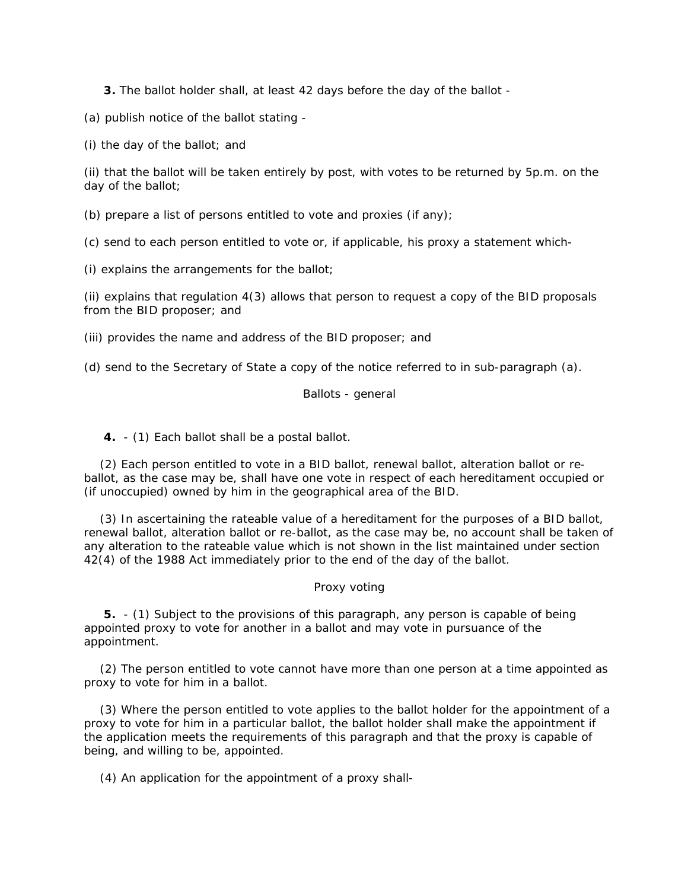**3.** The ballot holder shall, at least 42 days before the day of the ballot -

(a) publish notice of the ballot stating -

(i) the day of the ballot; and

(ii) that the ballot will be taken entirely by post, with votes to be returned by 5p.m. on the day of the ballot;

(b) prepare a list of persons entitled to vote and proxies (if any);

(c) send to each person entitled to vote or, if applicable, his proxy a statement which-

(i) explains the arrangements for the ballot;

(ii) explains that regulation 4(3) allows that person to request a copy of the BID proposals from the BID proposer; and

(iii) provides the name and address of the BID proposer; and

(d) send to the Secretary of State a copy of the notice referred to in sub-paragraph (a).

Ballots - general

**4.** - (1) Each ballot shall be a postal ballot.

(2) Each person entitled to vote in a BID ballot, renewal ballot, alteration ballot or re-ballot, as the case may be, shall have one vote in respect of each hereditament occupied or (if unoccupied) owned by him in the geographical area of the BID.

(3) In ascertaining the rateable value of a hereditament for the purposes of a BID ballot, renewal ballot, alteration ballot or re-ballot, as the case may be, no account shall be taken of any alteration to the rateable value which is not shown in the list maintained under section 42(4) of the 1988 Act immediately prior to the end of the day of the ballot.

Proxy voting

**5.** - (1) Subject to the provisions of this paragraph, any person is capable of being appointed proxy to vote for another in a ballot and may vote in pursuance of the appointment.

(2) The person entitled to vote cannot have more than one person at a time appointed as proxy to vote for him in a ballot.

(3) Where the person entitled to vote applies to the ballot holder for the appointment of a proxy to vote for him in a particular ballot, the ballot holder shall make the appointment if the application meets the requirements of this paragraph and that the proxy is capable of being, and willing to be, appointed.

(4) An application for the appointment of a proxy shall-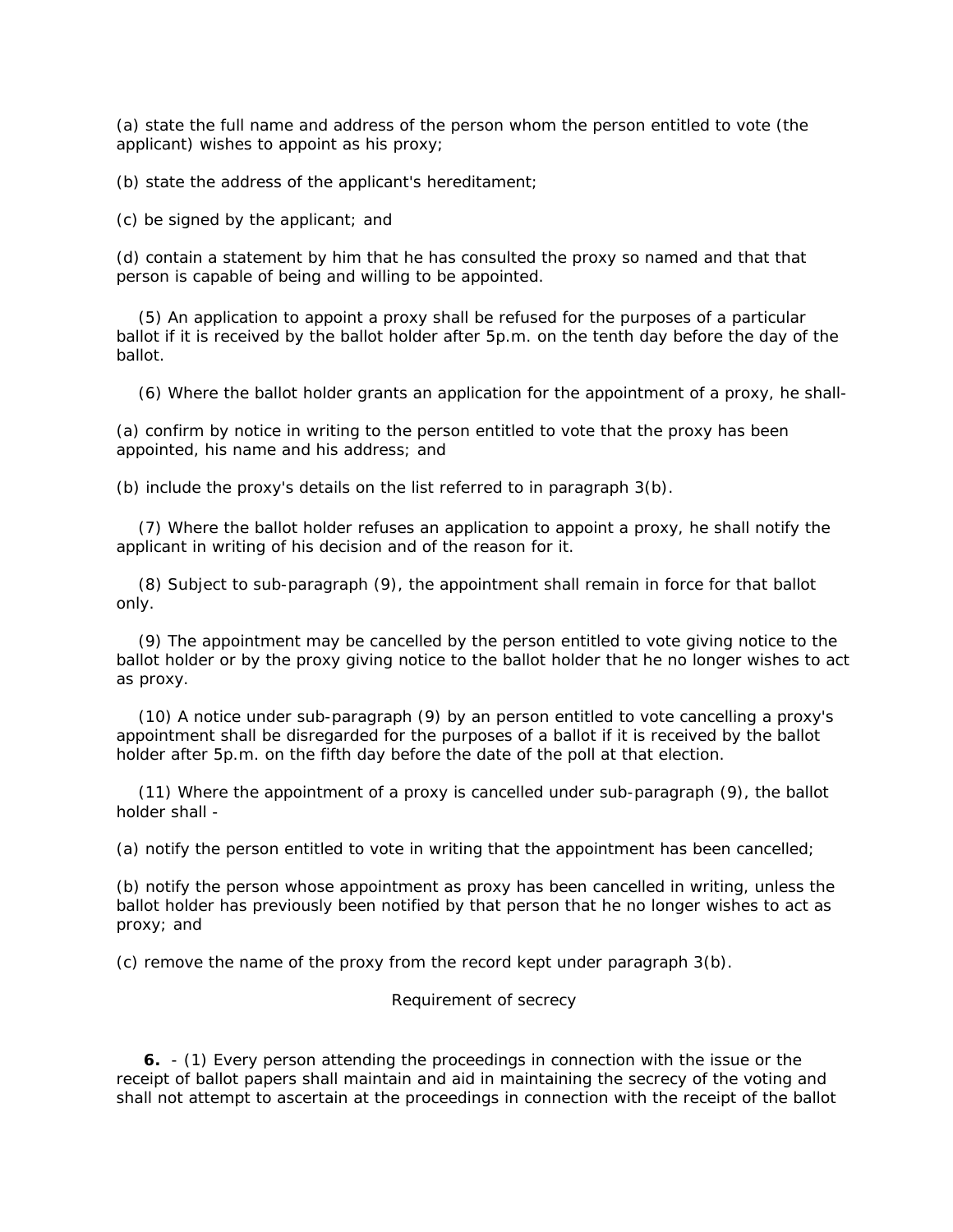(a) state the full name and address of the person whom the person entitled to vote (the applicant) wishes to appoint as his proxy;

(b) state the address of the applicant's hereditament;

(c) be signed by the applicant; and

(d) contain a statement by him that he has consulted the proxy so named and that that person is capable of being and willing to be appointed.

(5) An application to appoint a proxy shall be refused for the purposes of a particular ballot if it is received by the ballot holder after 5p.m. on the tenth day before the day of the ballot.

(6) Where the ballot holder grants an application for the appointment of a proxy, he shall-

(a) confirm by notice in writing to the person entitled to vote that the proxy has been appointed, his name and his address; and

(b) include the proxy's details on the list referred to in paragraph 3(b).

(7) Where the ballot holder refuses an application to appoint a proxy, he shall notify the applicant in writing of his decision and of the reason for it.

(8) Subject to sub-paragraph (9), the appointment shall remain in force for that ballot only.

(9) The appointment may be cancelled by the person entitled to vote giving notice to the ballot holder or by the proxy giving notice to the ballot holder that he no longer wishes to act as proxy.

(10) A notice under sub-paragraph (9) by an person entitled to vote cancelling a proxy's appointment shall be disregarded for the purposes of a ballot if it is received by the ballot holder after 5p.m. on the fifth day before the date of the poll at that election.

(11) Where the appointment of a proxy is cancelled under sub-paragraph (9), the ballot holder shall -

(a) notify the person entitled to vote in writing that the appointment has been cancelled;

(b) notify the person whose appointment as proxy has been cancelled in writing, unless the ballot holder has previously been notified by that person that he no longer wishes to act as proxy; and

(c) remove the name of the proxy from the record kept under paragraph 3(b).

Requirement of secrecy

**6.** - (1) Every person attending the proceedings in connection with the issue or the receipt of ballot papers shall maintain and aid in maintaining the secrecy of the voting and shall not attempt to ascertain at the proceedings in connection with the receipt of the ballot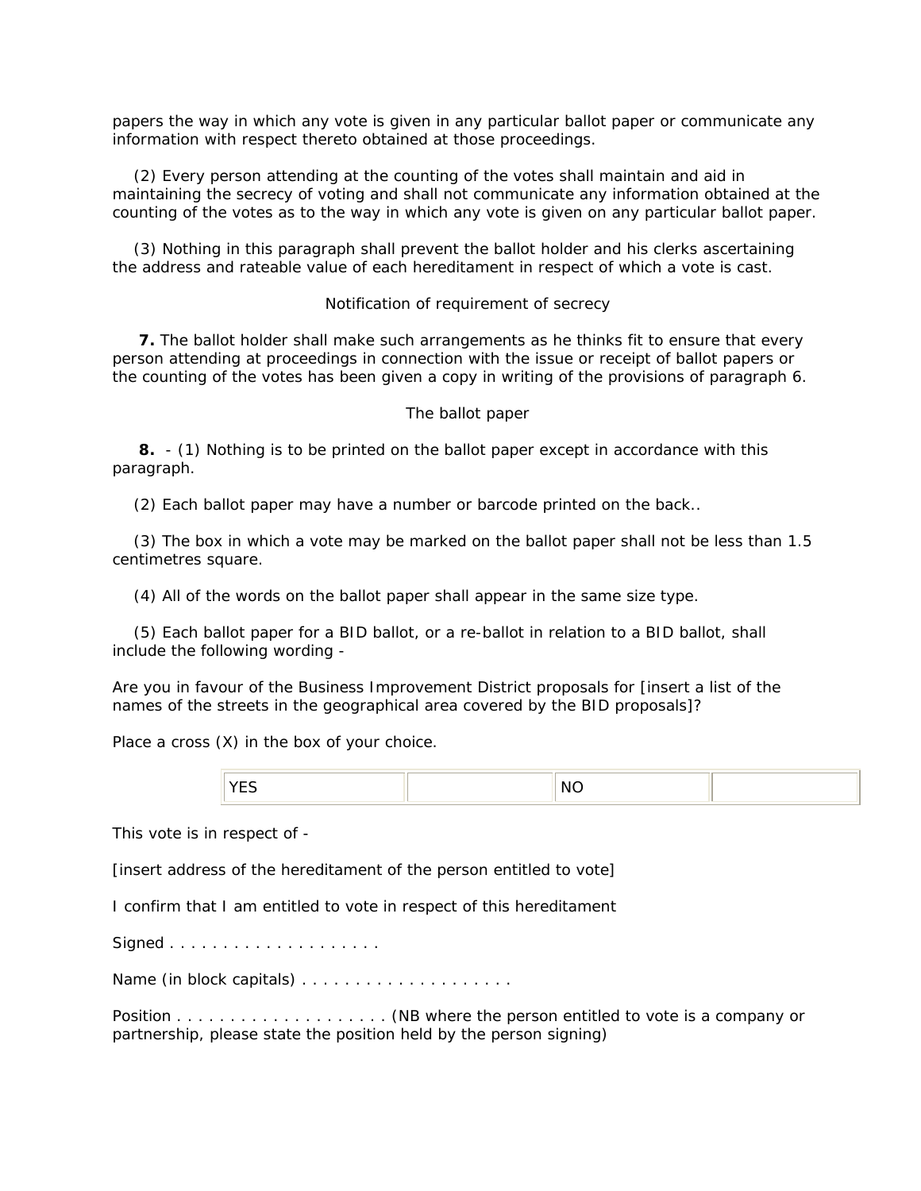papers the way in which any vote is given in any particular ballot paper or communicate any information with respect thereto obtained at those proceedings.

(2) Every person attending at the counting of the votes shall maintain and aid in maintaining the secrecy of voting and shall not communicate any information obtained at the counting of the votes as to the way in which any vote is given on any particular ballot paper.

(3) Nothing in this paragraph shall prevent the ballot holder and his clerks ascertaining the address and rateable value of each hereditament in respect of which a vote is cast.

Notification of requirement of secrecy

**7.** The ballot holder shall make such arrangements as he thinks fit to ensure that every person attending at proceedings in connection with the issue or receipt of ballot papers or the counting of the votes has been given a copy in writing of the provisions of paragraph 6.

The ballot paper

**8.** - (1) Nothing is to be printed on the ballot paper except in accordance with this paragraph.

(2) Each ballot paper may have a number or barcode printed on the back..

(3) The box in which a vote may be marked on the ballot paper shall not be less than 1.5 centimetres square.

(4) All of the words on the ballot paper shall appear in the same size type.

(5) Each ballot paper for a BID ballot, or a re-ballot in relation to a BID ballot, shall include the following wording -

Are you in favour of the Business Improvement District proposals for [insert a list of the names of the streets in the geographical area covered by the BID proposals]?

Place a cross (X) in the box of your choice.

| YES | | NO | |
|---|---|---|---|

This vote is in respect of -

[insert address of the hereditament of the person entitled to vote]

I confirm that I am entitled to vote in respect of this hereditament

Signed . . . . . . . . . . . . . . . . . . . .

Name (in block capitals) . . . . . . . . . . . . . . . . . . . .

Position . . . . . . . . . . . . . . . . . . . . (NB where the person entitled to vote is a company or partnership, please state the position held by the person signing)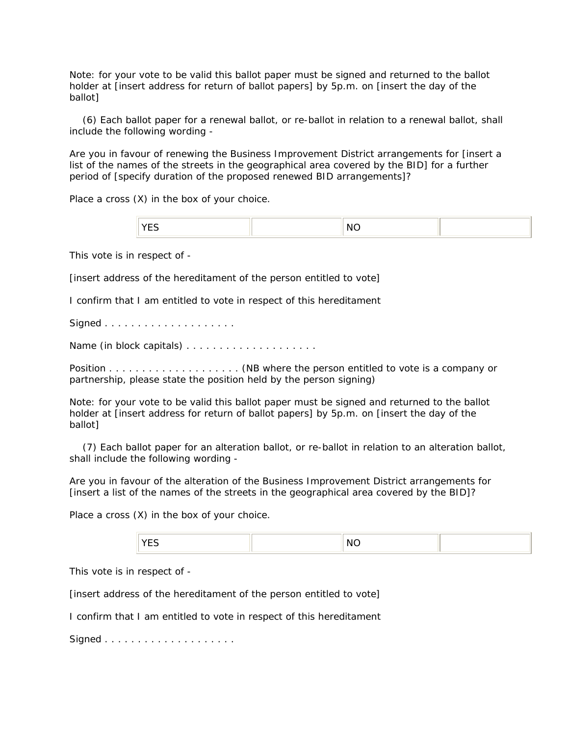Note: for your vote to be valid this ballot paper must be signed and returned to the ballot holder at [insert address for return of ballot papers] by 5p.m. on [insert the day of the ballot]

(6) Each ballot paper for a renewal ballot, or re-ballot in relation to a renewal ballot, shall include the following wording -

Are you in favour of renewing the Business Improvement District arrangements for [insert a list of the names of the streets in the geographical area covered by the BID] for a further period of [specify duration of the proposed renewed BID arrangements]?

Place a cross (X) in the box of your choice.

| YES | | NO | |
|---|---|---|---|

This vote is in respect of -

[insert address of the hereditament of the person entitled to vote]

I confirm that I am entitled to vote in respect of this hereditament

Signed . . . . . . . . . . . . . . . . . . . .

Name (in block capitals) . . . . . . . . . . . . . . . . . . . .

Position . . . . . . . . . . . . . . . . . . . . (NB where the person entitled to vote is a company or partnership, please state the position held by the person signing)

Note: for your vote to be valid this ballot paper must be signed and returned to the ballot holder at [insert address for return of ballot papers] by 5p.m. on [insert the day of the ballot]

(7) Each ballot paper for an alteration ballot, or re-ballot in relation to an alteration ballot, shall include the following wording -

Are you in favour of the alteration of the Business Improvement District arrangements for [insert a list of the names of the streets in the geographical area covered by the BID]?

Place a cross (X) in the box of your choice.

| YES | | NO | |
|---|---|---|---|

This vote is in respect of -

[insert address of the hereditament of the person entitled to vote]

I confirm that I am entitled to vote in respect of this hereditament

Signed . . . . . . . . . . . . . . . . . . . .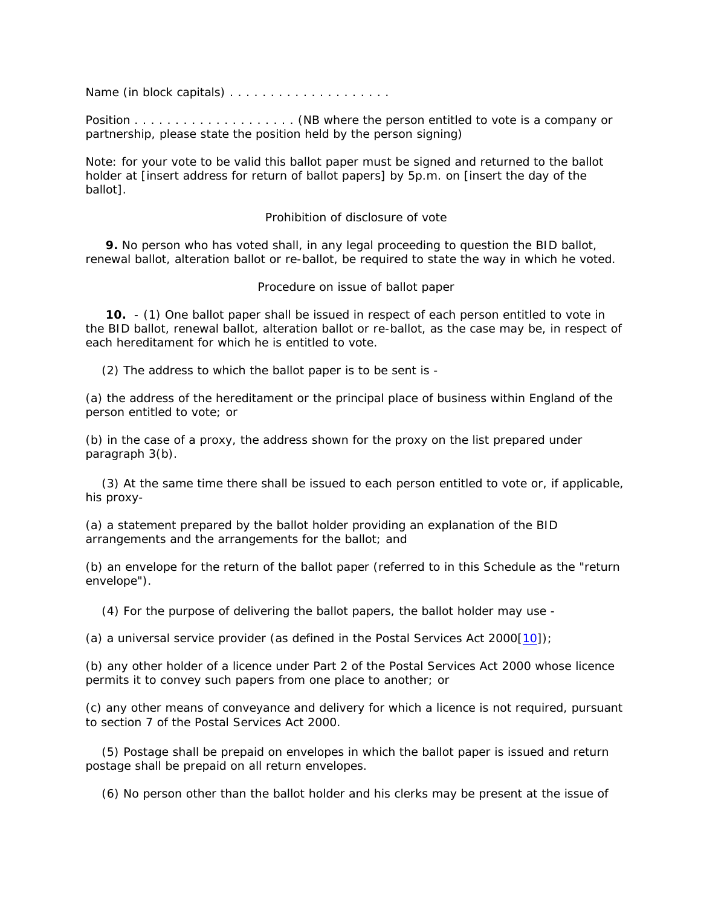Name (in block capitals) . . . . . . . . . . . . . . . . . . . .

Position . . . . . . . . . . . . . . . . . . . . (NB where the person entitled to vote is a company or partnership, please state the position held by the person signing)

Note: for your vote to be valid this ballot paper must be signed and returned to the ballot holder at [insert address for return of ballot papers] by 5p.m. on [insert the day of the ballot].

Prohibition of disclosure of vote

**9.** No person who has voted shall, in any legal proceeding to question the BID ballot, renewal ballot, alteration ballot or re-ballot, be required to state the way in which he voted.

Procedure on issue of ballot paper

**10.** - (1) One ballot paper shall be issued in respect of each person entitled to vote in the BID ballot, renewal ballot, alteration ballot or re-ballot, as the case may be, in respect of each hereditament for which he is entitled to vote.

(2) The address to which the ballot paper is to be sent is -

(a) the address of the hereditament or the principal place of business within England of the person entitled to vote; or

(b) in the case of a proxy, the address shown for the proxy on the list prepared under paragraph 3(b).

(3) At the same time there shall be issued to each person entitled to vote or, if applicable, his proxy-

(a) a statement prepared by the ballot holder providing an explanation of the BID arrangements and the arrangements for the ballot; and

(b) an envelope for the return of the ballot paper (referred to in this Schedule as the "return envelope").

(4) For the purpose of delivering the ballot papers, the ballot holder may use -

(a) a universal service provider (as defined in the Postal Services Act 2000[10]);

(b) any other holder of a licence under Part 2 of the Postal Services Act 2000 whose licence permits it to convey such papers from one place to another; or

(c) any other means of conveyance and delivery for which a licence is not required, pursuant to section 7 of the Postal Services Act 2000.

(5) Postage shall be prepaid on envelopes in which the ballot paper is issued and return postage shall be prepaid on all return envelopes.

(6) No person other than the ballot holder and his clerks may be present at the issue of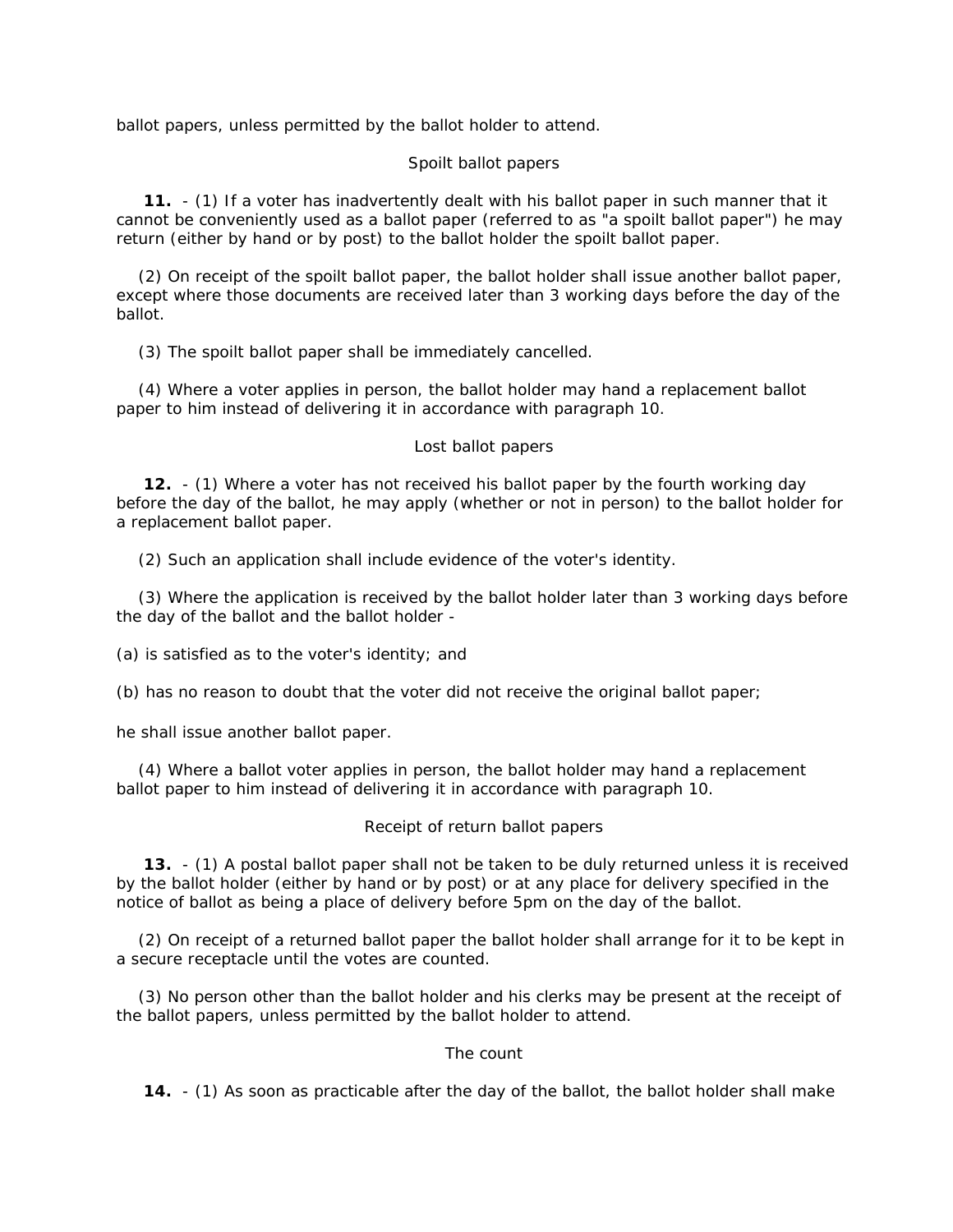ballot papers, unless permitted by the ballot holder to attend.

Spoilt ballot papers

**11.** - (1) If a voter has inadvertently dealt with his ballot paper in such manner that it cannot be conveniently used as a ballot paper (referred to as "a spoilt ballot paper") he may return (either by hand or by post) to the ballot holder the spoilt ballot paper.

(2) On receipt of the spoilt ballot paper, the ballot holder shall issue another ballot paper, except where those documents are received later than 3 working days before the day of the ballot.

(3) The spoilt ballot paper shall be immediately cancelled.

(4) Where a voter applies in person, the ballot holder may hand a replacement ballot paper to him instead of delivering it in accordance with paragraph 10.

Lost ballot papers

**12.** - (1) Where a voter has not received his ballot paper by the fourth working day before the day of the ballot, he may apply (whether or not in person) to the ballot holder for a replacement ballot paper.

(2) Such an application shall include evidence of the voter's identity.

(3) Where the application is received by the ballot holder later than 3 working days before the day of the ballot and the ballot holder -

(a) is satisfied as to the voter's identity; and

(b) has no reason to doubt that the voter did not receive the original ballot paper;

he shall issue another ballot paper.

(4) Where a ballot voter applies in person, the ballot holder may hand a replacement ballot paper to him instead of delivering it in accordance with paragraph 10.

Receipt of return ballot papers

**13.** - (1) A postal ballot paper shall not be taken to be duly returned unless it is received by the ballot holder (either by hand or by post) or at any place for delivery specified in the notice of ballot as being a place of delivery before 5pm on the day of the ballot.

(2) On receipt of a returned ballot paper the ballot holder shall arrange for it to be kept in a secure receptacle until the votes are counted.

(3) No person other than the ballot holder and his clerks may be present at the receipt of the ballot papers, unless permitted by the ballot holder to attend.

The count

**14.** - (1) As soon as practicable after the day of the ballot, the ballot holder shall make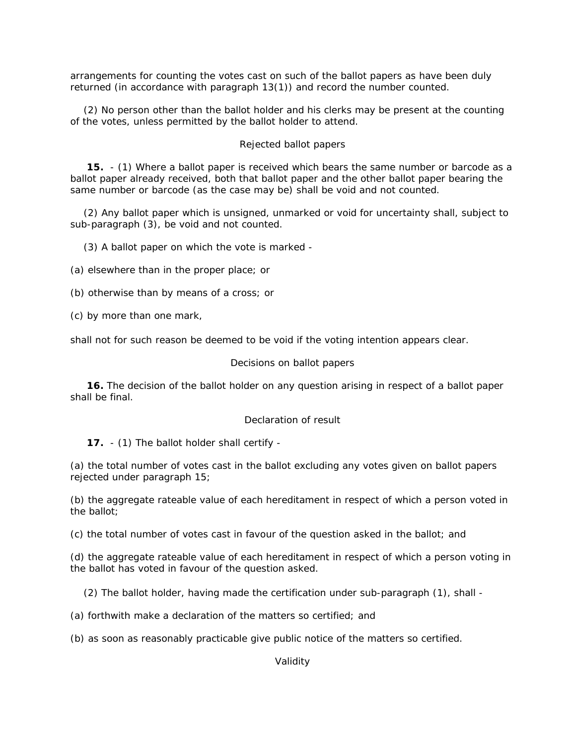arrangements for counting the votes cast on such of the ballot papers as have been duly returned (in accordance with paragraph 13(1)) and record the number counted.

(2) No person other than the ballot holder and his clerks may be present at the counting of the votes, unless permitted by the ballot holder to attend.

### Rejected ballot papers

**15.** - (1) Where a ballot paper is received which bears the same number or barcode as a ballot paper already received, both that ballot paper and the other ballot paper bearing the same number or barcode (as the case may be) shall be void and not counted.

(2) Any ballot paper which is unsigned, unmarked or void for uncertainty shall, subject to sub-paragraph (3), be void and not counted.

(3) A ballot paper on which the vote is marked -

(a) elsewhere than in the proper place; or

(b) otherwise than by means of a cross; or

(c) by more than one mark,

shall not for such reason be deemed to be void if the voting intention appears clear.

### Decisions on ballot papers

**16.** The decision of the ballot holder on any question arising in respect of a ballot paper shall be final.

### Declaration of result

**17.** - (1) The ballot holder shall certify -

(a) the total number of votes cast in the ballot excluding any votes given on ballot papers rejected under paragraph 15;

(b) the aggregate rateable value of each hereditament in respect of which a person voted in the ballot;

(c) the total number of votes cast in favour of the question asked in the ballot; and

(d) the aggregate rateable value of each hereditament in respect of which a person voting in the ballot has voted in favour of the question asked.

(2) The ballot holder, having made the certification under sub-paragraph (1), shall -

(a) forthwith make a declaration of the matters so certified; and

(b) as soon as reasonably practicable give public notice of the matters so certified.

### Validity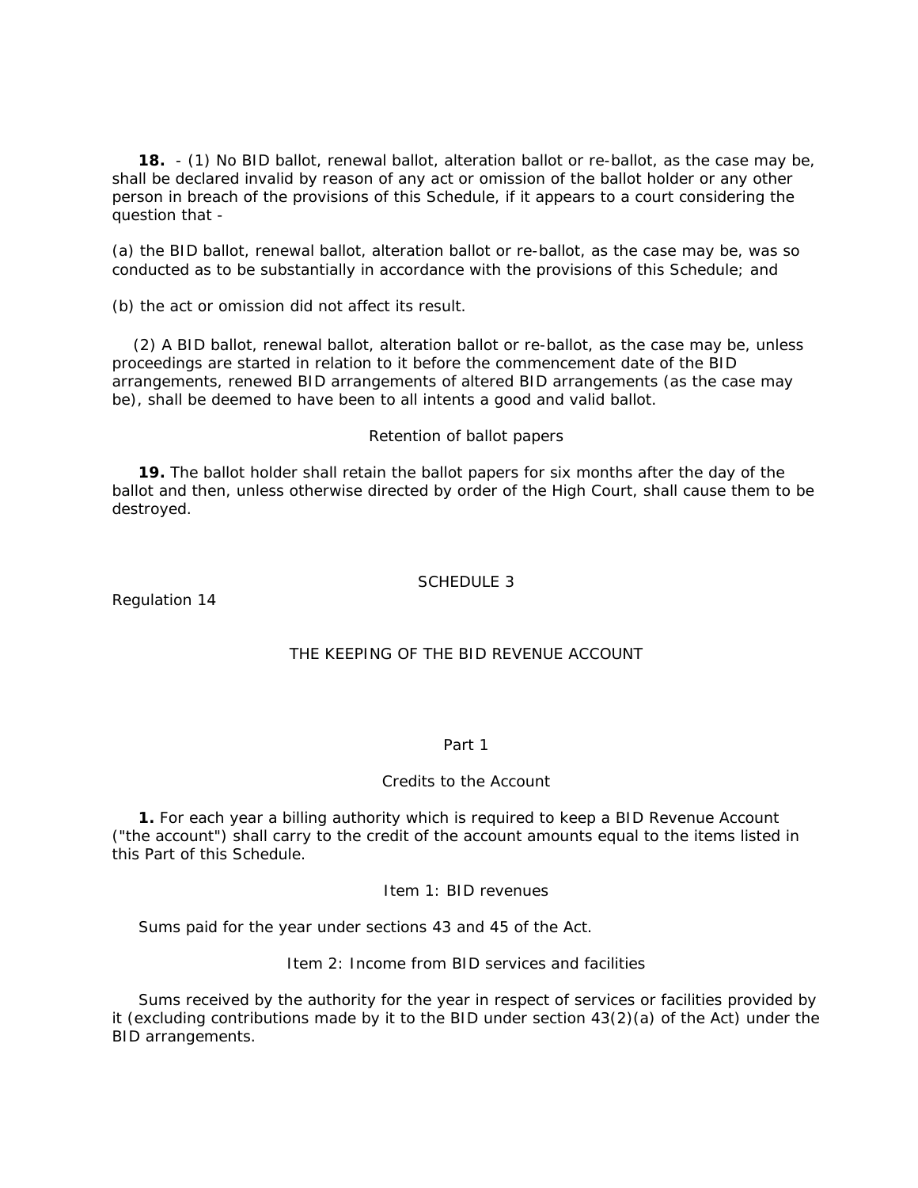**18.** - (1) No BID ballot, renewal ballot, alteration ballot or re-ballot, as the case may be, shall be declared invalid by reason of any act or omission of the ballot holder or any other person in breach of the provisions of this Schedule, if it appears to a court considering the question that -

(a) the BID ballot, renewal ballot, alteration ballot or re-ballot, as the case may be, was so conducted as to be substantially in accordance with the provisions of this Schedule; and

(b) the act or omission did not affect its result.

(2) A BID ballot, renewal ballot, alteration ballot or re-ballot, as the case may be, unless proceedings are started in relation to it before the commencement date of the BID arrangements, renewed BID arrangements of altered BID arrangements (as the case may be), shall be deemed to have been to all intents a good and valid ballot.

Retention of ballot papers

**19.** The ballot holder shall retain the ballot papers for six months after the day of the ballot and then, unless otherwise directed by order of the High Court, shall cause them to be destroyed.

SCHEDULE 3

Regulation 14

THE KEEPING OF THE BID REVENUE ACCOUNT

Part 1

Credits to the Account

**1.** For each year a billing authority which is required to keep a BID Revenue Account ("the account") shall carry to the credit of the account amounts equal to the items listed in this Part of this Schedule.

Item 1: BID revenues

Sums paid for the year under sections 43 and 45 of the Act.

Item 2: Income from BID services and facilities

Sums received by the authority for the year in respect of services or facilities provided by it (excluding contributions made by it to the BID under section 43(2)(a) of the Act) under the BID arrangements.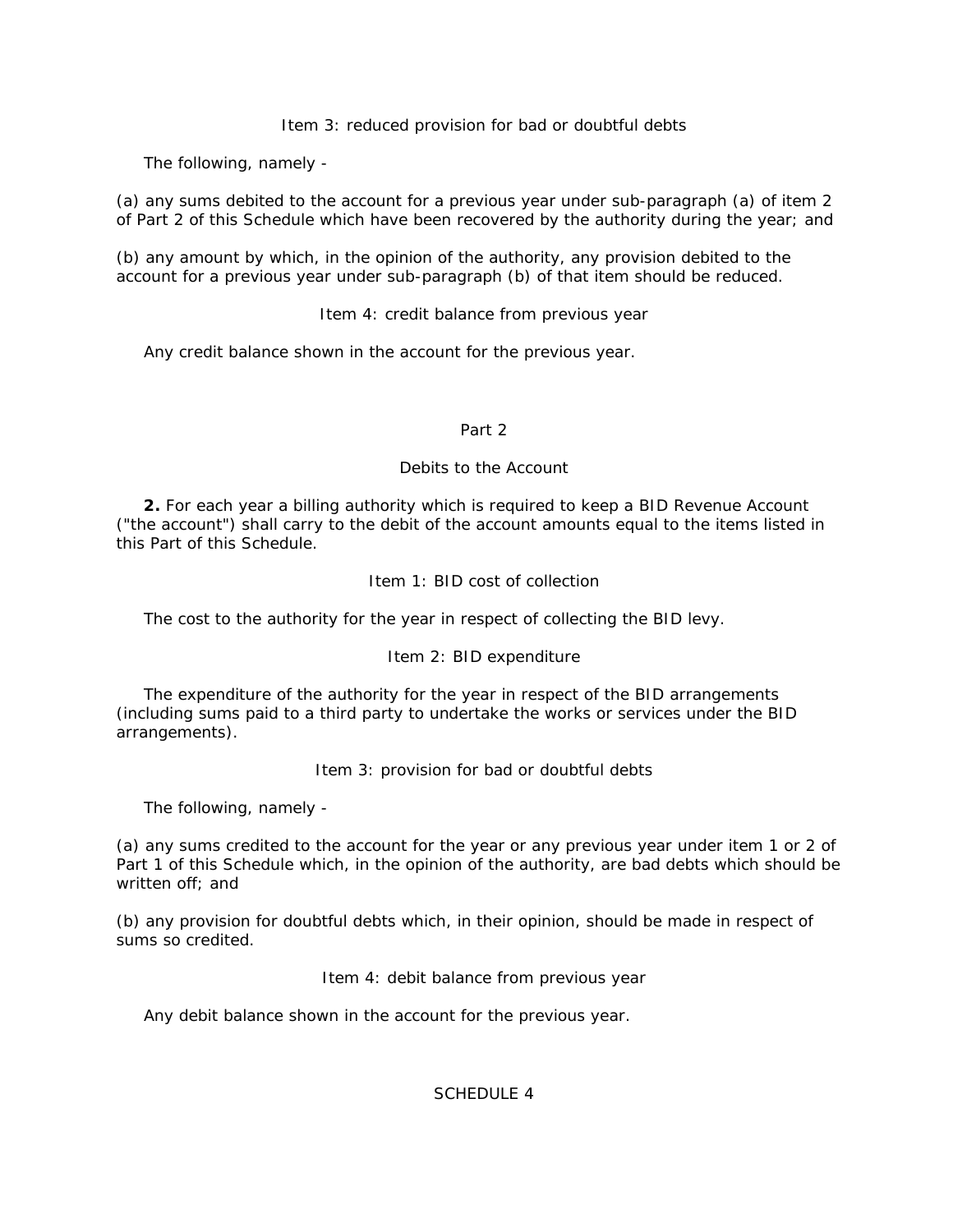Item 3: reduced provision for bad or doubtful debts

The following, namely -

(a) any sums debited to the account for a previous year under sub-paragraph (a) of item 2 of Part 2 of this Schedule which have been recovered by the authority during the year; and

(b) any amount by which, in the opinion of the authority, any provision debited to the account for a previous year under sub-paragraph (b) of that item should be reduced.

Item 4: credit balance from previous year

Any credit balance shown in the account for the previous year.

## Part 2

### Debits to the Account

**2.** For each year a billing authority which is required to keep a BID Revenue Account ("the account") shall carry to the debit of the account amounts equal to the items listed in this Part of this Schedule.

Item 1: BID cost of collection

The cost to the authority for the year in respect of collecting the BID levy.

Item 2: BID expenditure

The expenditure of the authority for the year in respect of the BID arrangements (including sums paid to a third party to undertake the works or services under the BID arrangements).

Item 3: provision for bad or doubtful debts

The following, namely -

(a) any sums credited to the account for the year or any previous year under item 1 or 2 of Part 1 of this Schedule which, in the opinion of the authority, are bad debts which should be written off; and

(b) any provision for doubtful debts which, in their opinion, should be made in respect of sums so credited.

Item 4: debit balance from previous year

Any debit balance shown in the account for the previous year.

## SCHEDULE 4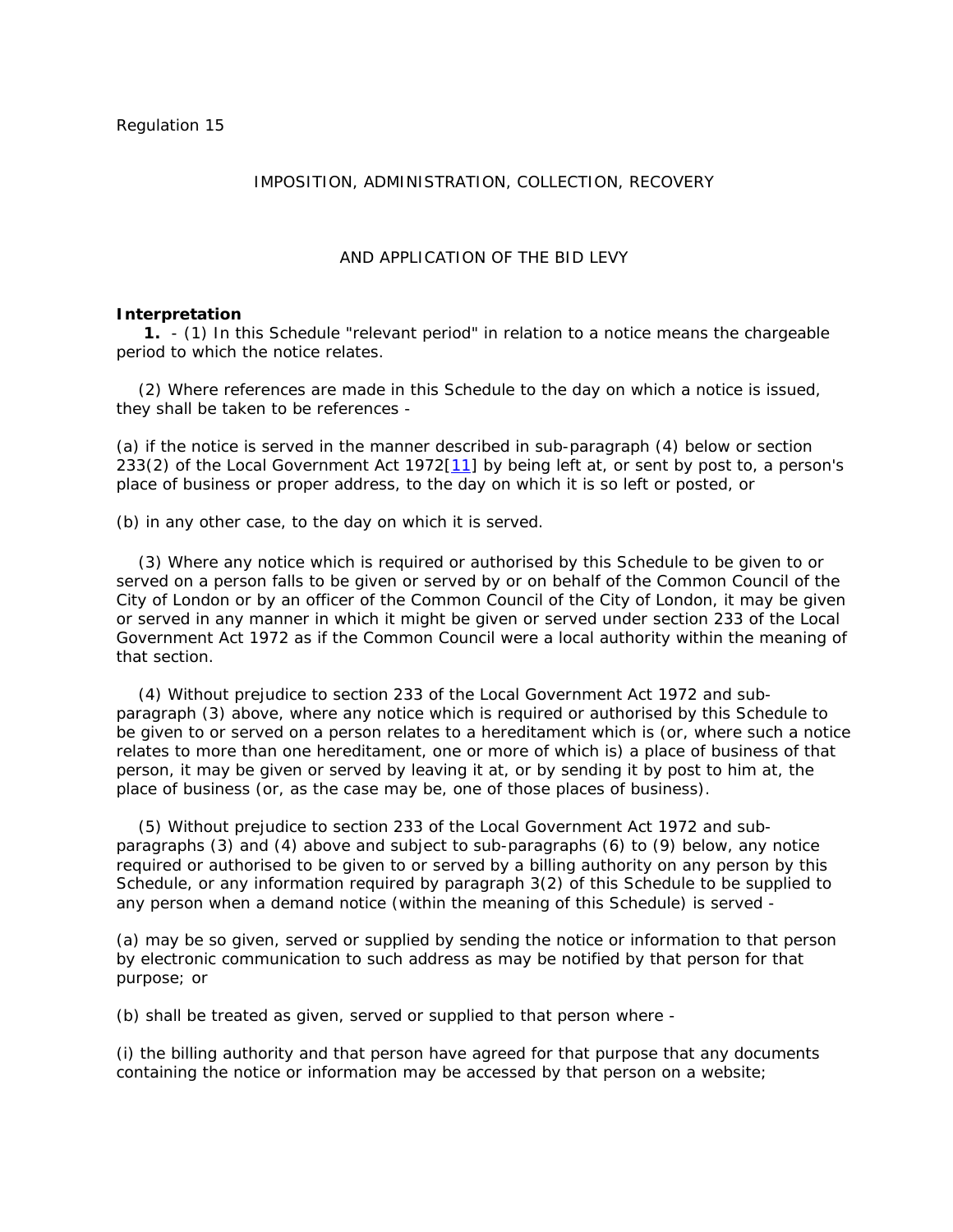Regulation 15

IMPOSITION, ADMINISTRATION, COLLECTION, RECOVERY

AND APPLICATION OF THE BID LEVY

**Interpretation**

**1.** - (1) In this Schedule "relevant period" in relation to a notice means the chargeable period to which the notice relates.

(2) Where references are made in this Schedule to the day on which a notice is issued, they shall be taken to be references -

(a) if the notice is served in the manner described in sub-paragraph (4) below or section 233(2) of the Local Government Act 1972[11] by being left at, or sent by post to, a person's place of business or proper address, to the day on which it is so left or posted, or

(b) in any other case, to the day on which it is served.

(3) Where any notice which is required or authorised by this Schedule to be given to or served on a person falls to be given or served by or on behalf of the Common Council of the City of London or by an officer of the Common Council of the City of London, it may be given or served in any manner in which it might be given or served under section 233 of the Local Government Act 1972 as if the Common Council were a local authority within the meaning of that section.

(4) Without prejudice to section 233 of the Local Government Act 1972 and sub-paragraph (3) above, where any notice which is required or authorised by this Schedule to be given to or served on a person relates to a hereditament which is (or, where such a notice relates to more than one hereditament, one or more of which is) a place of business of that person, it may be given or served by leaving it at, or by sending it by post to him at, the place of business (or, as the case may be, one of those places of business).

(5) Without prejudice to section 233 of the Local Government Act 1972 and sub-paragraphs (3) and (4) above and subject to sub-paragraphs (6) to (9) below, any notice required or authorised to be given to or served by a billing authority on any person by this Schedule, or any information required by paragraph 3(2) of this Schedule to be supplied to any person when a demand notice (within the meaning of this Schedule) is served -

(a) may be so given, served or supplied by sending the notice or information to that person by electronic communication to such address as may be notified by that person for that purpose; or

(b) shall be treated as given, served or supplied to that person where -

(i) the billing authority and that person have agreed for that purpose that any documents containing the notice or information may be accessed by that person on a website;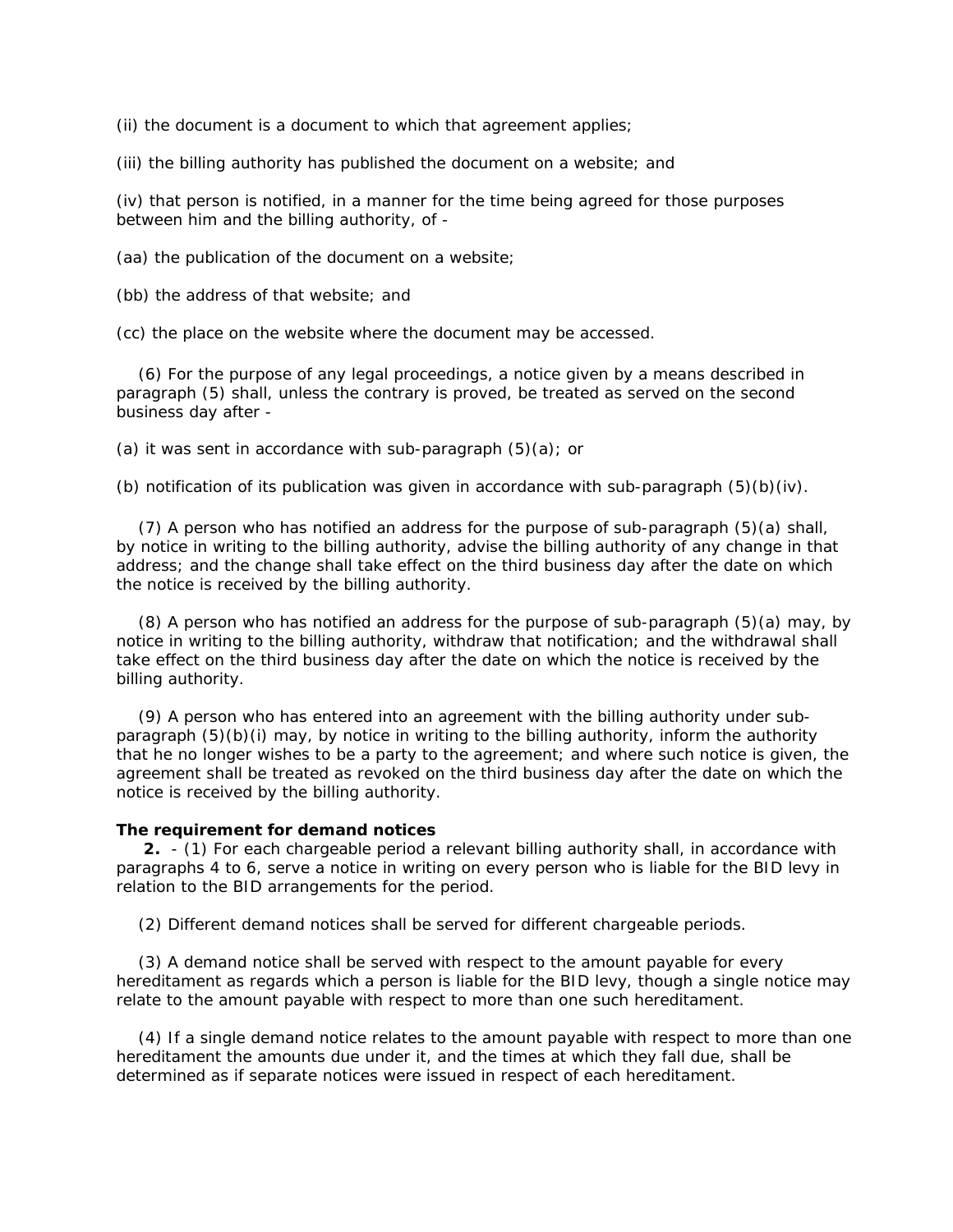(ii) the document is a document to which that agreement applies;

(iii) the billing authority has published the document on a website; and

(iv) that person is notified, in a manner for the time being agreed for those purposes between him and the billing authority, of -

(aa) the publication of the document on a website;

(bb) the address of that website; and

(cc) the place on the website where the document may be accessed.

(6) For the purpose of any legal proceedings, a notice given by a means described in paragraph (5) shall, unless the contrary is proved, be treated as served on the second business day after -

(a) it was sent in accordance with sub-paragraph (5)(a); or

(b) notification of its publication was given in accordance with sub-paragraph (5)(b)(iv).

(7) A person who has notified an address for the purpose of sub-paragraph (5)(a) shall, by notice in writing to the billing authority, advise the billing authority of any change in that address; and the change shall take effect on the third business day after the date on which the notice is received by the billing authority.

(8) A person who has notified an address for the purpose of sub-paragraph (5)(a) may, by notice in writing to the billing authority, withdraw that notification; and the withdrawal shall take effect on the third business day after the date on which the notice is received by the billing authority.

(9) A person who has entered into an agreement with the billing authority under sub-paragraph (5)(b)(i) may, by notice in writing to the billing authority, inform the authority that he no longer wishes to be a party to the agreement; and where such notice is given, the agreement shall be treated as revoked on the third business day after the date on which the notice is received by the billing authority.

**The requirement for demand notices**

**2.** - (1) For each chargeable period a relevant billing authority shall, in accordance with paragraphs 4 to 6, serve a notice in writing on every person who is liable for the BID levy in relation to the BID arrangements for the period.

(2) Different demand notices shall be served for different chargeable periods.

(3) A demand notice shall be served with respect to the amount payable for every hereditament as regards which a person is liable for the BID levy, though a single notice may relate to the amount payable with respect to more than one such hereditament.

(4) If a single demand notice relates to the amount payable with respect to more than one hereditament the amounts due under it, and the times at which they fall due, shall be determined as if separate notices were issued in respect of each hereditament.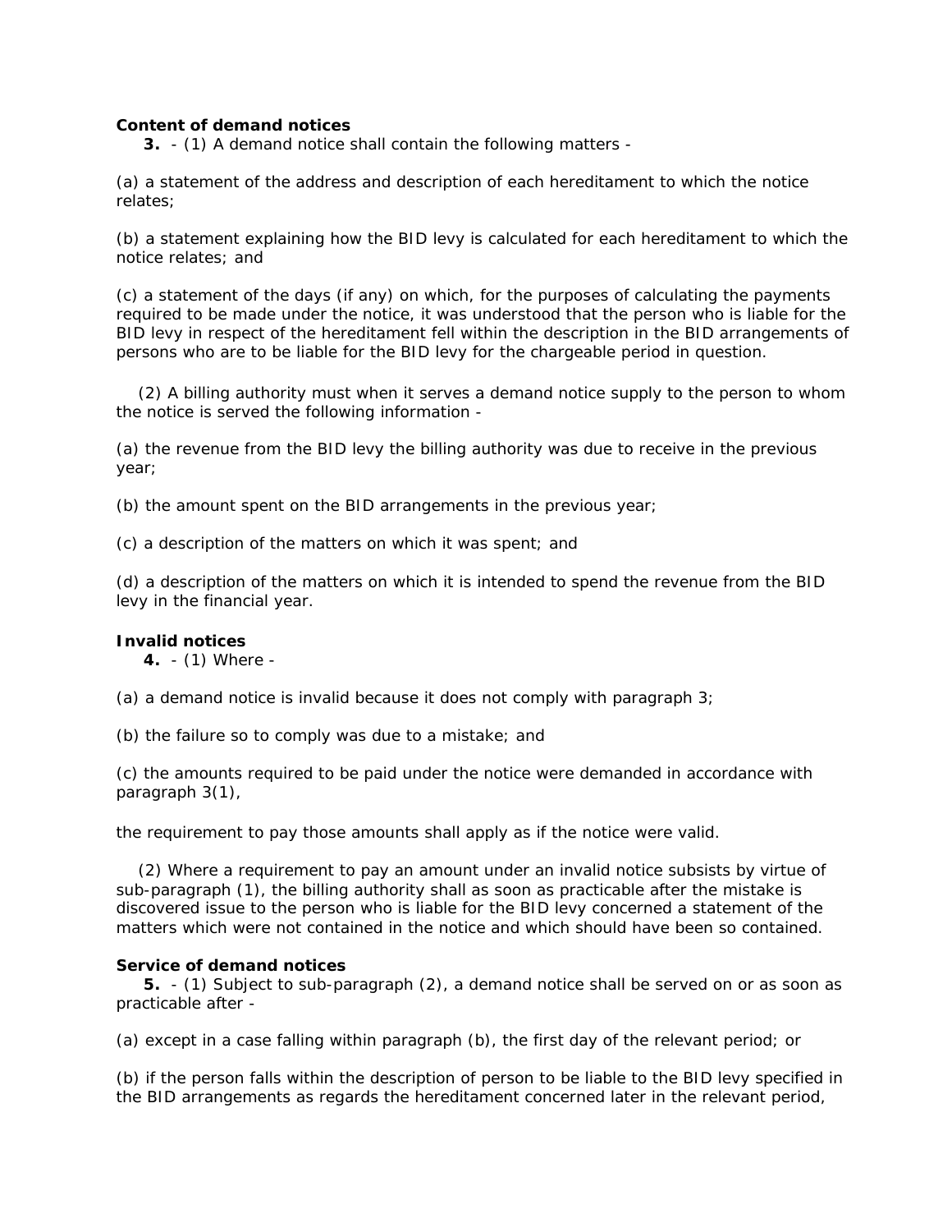**Content of demand notices**

**3.** - (1) A demand notice shall contain the following matters -

(a) a statement of the address and description of each hereditament to which the notice relates;

(b) a statement explaining how the BID levy is calculated for each hereditament to which the notice relates; and

(c) a statement of the days (if any) on which, for the purposes of calculating the payments required to be made under the notice, it was understood that the person who is liable for the BID levy in respect of the hereditament fell within the description in the BID arrangements of persons who are to be liable for the BID levy for the chargeable period in question.

(2) A billing authority must when it serves a demand notice supply to the person to whom the notice is served the following information -

(a) the revenue from the BID levy the billing authority was due to receive in the previous year;

(b) the amount spent on the BID arrangements in the previous year;

(c) a description of the matters on which it was spent; and

(d) a description of the matters on which it is intended to spend the revenue from the BID levy in the financial year.

**Invalid notices**

**4.** - (1) Where -

(a) a demand notice is invalid because it does not comply with paragraph 3;

(b) the failure so to comply was due to a mistake; and

(c) the amounts required to be paid under the notice were demanded in accordance with paragraph 3(1),

the requirement to pay those amounts shall apply as if the notice were valid.

(2) Where a requirement to pay an amount under an invalid notice subsists by virtue of sub-paragraph (1), the billing authority shall as soon as practicable after the mistake is discovered issue to the person who is liable for the BID levy concerned a statement of the matters which were not contained in the notice and which should have been so contained.

**Service of demand notices**

**5.** - (1) Subject to sub-paragraph (2), a demand notice shall be served on or as soon as practicable after -

(a) except in a case falling within paragraph (b), the first day of the relevant period; or

(b) if the person falls within the description of person to be liable to the BID levy specified in the BID arrangements as regards the hereditament concerned later in the relevant period,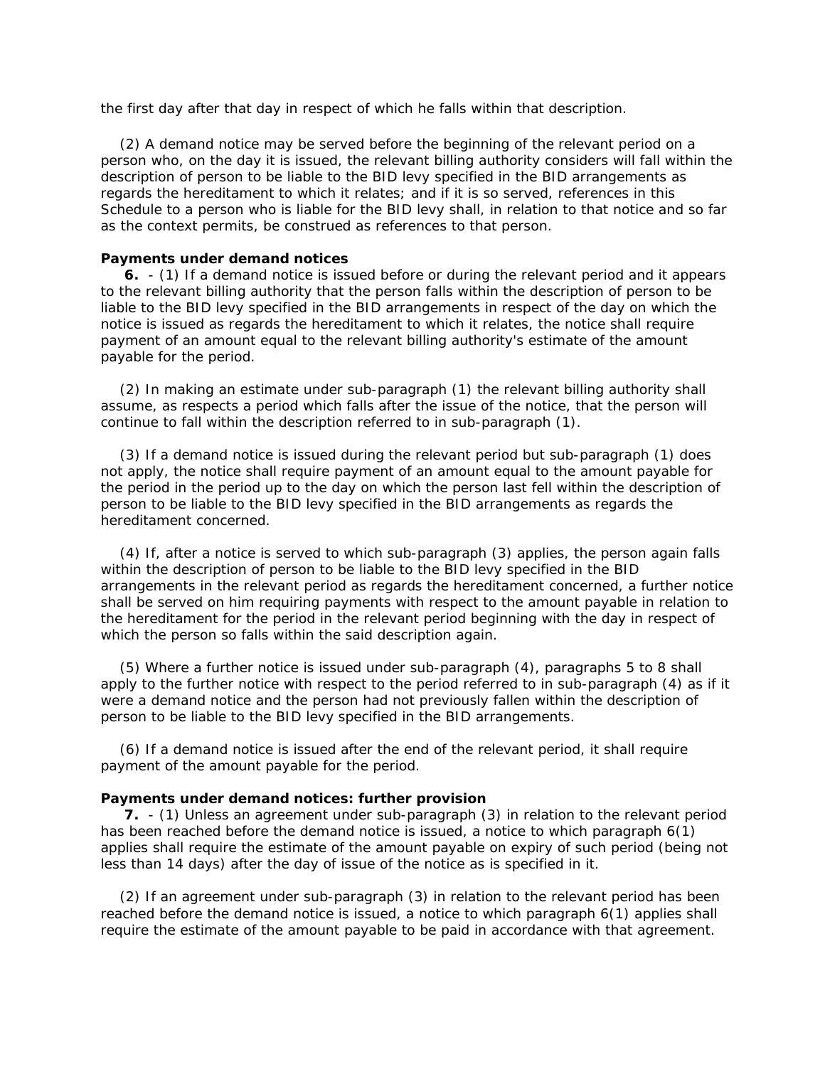the first day after that day in respect of which he falls within that description.

(2) A demand notice may be served before the beginning of the relevant period on a person who, on the day it is issued, the relevant billing authority considers will fall within the description of person to be liable to the BID levy specified in the BID arrangements as regards the hereditament to which it relates; and if it is so served, references in this Schedule to a person who is liable for the BID levy shall, in relation to that notice and so far as the context permits, be construed as references to that person.

**Payments under demand notices**

**6.** - (1) If a demand notice is issued before or during the relevant period and it appears to the relevant billing authority that the person falls within the description of person to be liable to the BID levy specified in the BID arrangements in respect of the day on which the notice is issued as regards the hereditament to which it relates, the notice shall require payment of an amount equal to the relevant billing authority's estimate of the amount payable for the period.

(2) In making an estimate under sub-paragraph (1) the relevant billing authority shall assume, as respects a period which falls after the issue of the notice, that the person will continue to fall within the description referred to in sub-paragraph (1).

(3) If a demand notice is issued during the relevant period but sub-paragraph (1) does not apply, the notice shall require payment of an amount equal to the amount payable for the period in the period up to the day on which the person last fell within the description of person to be liable to the BID levy specified in the BID arrangements as regards the hereditament concerned.

(4) If, after a notice is served to which sub-paragraph (3) applies, the person again falls within the description of person to be liable to the BID levy specified in the BID arrangements in the relevant period as regards the hereditament concerned, a further notice shall be served on him requiring payments with respect to the amount payable in relation to the hereditament for the period in the relevant period beginning with the day in respect of which the person so falls within the said description again.

(5) Where a further notice is issued under sub-paragraph (4), paragraphs 5 to 8 shall apply to the further notice with respect to the period referred to in sub-paragraph (4) as if it were a demand notice and the person had not previously fallen within the description of person to be liable to the BID levy specified in the BID arrangements.

(6) If a demand notice is issued after the end of the relevant period, it shall require payment of the amount payable for the period.

**Payments under demand notices: further provision**

**7.** - (1) Unless an agreement under sub-paragraph (3) in relation to the relevant period has been reached before the demand notice is issued, a notice to which paragraph 6(1) applies shall require the estimate of the amount payable on expiry of such period (being not less than 14 days) after the day of issue of the notice as is specified in it.

(2) If an agreement under sub-paragraph (3) in relation to the relevant period has been reached before the demand notice is issued, a notice to which paragraph 6(1) applies shall require the estimate of the amount payable to be paid in accordance with that agreement.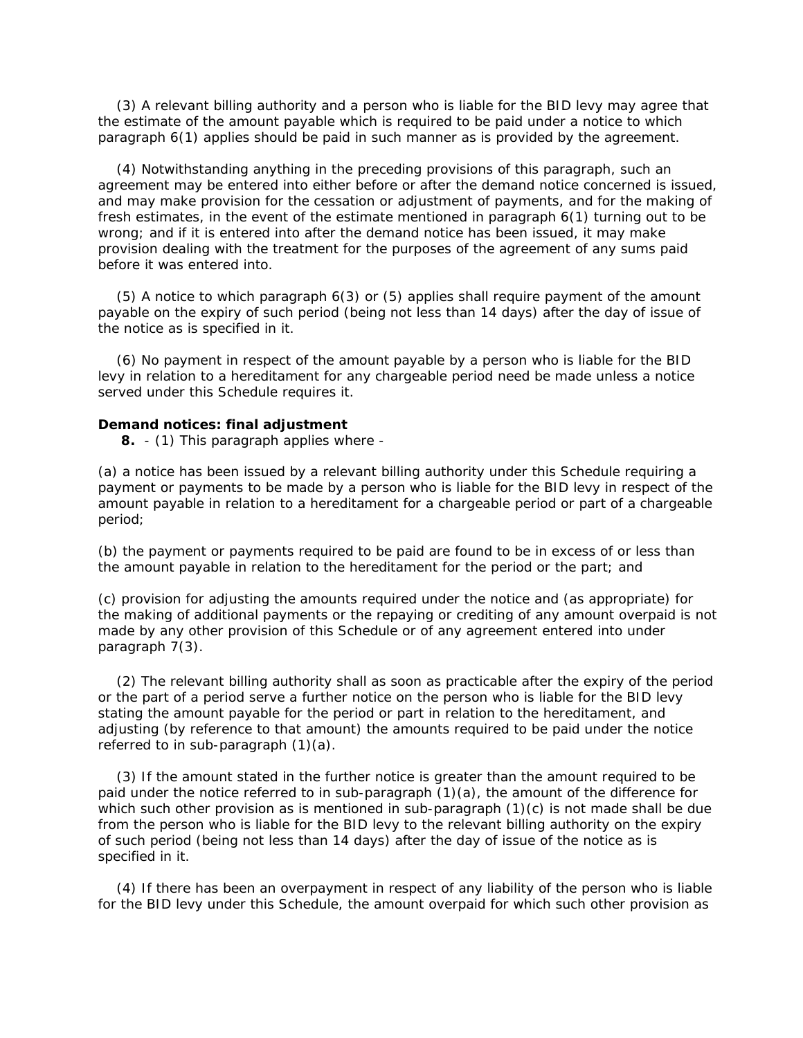(3) A relevant billing authority and a person who is liable for the BID levy may agree that the estimate of the amount payable which is required to be paid under a notice to which paragraph 6(1) applies should be paid in such manner as is provided by the agreement.

(4) Notwithstanding anything in the preceding provisions of this paragraph, such an agreement may be entered into either before or after the demand notice concerned is issued, and may make provision for the cessation or adjustment of payments, and for the making of fresh estimates, in the event of the estimate mentioned in paragraph 6(1) turning out to be wrong; and if it is entered into after the demand notice has been issued, it may make provision dealing with the treatment for the purposes of the agreement of any sums paid before it was entered into.

(5) A notice to which paragraph 6(3) or (5) applies shall require payment of the amount payable on the expiry of such period (being not less than 14 days) after the day of issue of the notice as is specified in it.

(6) No payment in respect of the amount payable by a person who is liable for the BID levy in relation to a hereditament for any chargeable period need be made unless a notice served under this Schedule requires it.

**Demand notices: final adjustment**

**8.** - (1) This paragraph applies where -

(a) a notice has been issued by a relevant billing authority under this Schedule requiring a payment or payments to be made by a person who is liable for the BID levy in respect of the amount payable in relation to a hereditament for a chargeable period or part of a chargeable period;

(b) the payment or payments required to be paid are found to be in excess of or less than the amount payable in relation to the hereditament for the period or the part; and

(c) provision for adjusting the amounts required under the notice and (as appropriate) for the making of additional payments or the repaying or crediting of any amount overpaid is not made by any other provision of this Schedule or of any agreement entered into under paragraph 7(3).

(2) The relevant billing authority shall as soon as practicable after the expiry of the period or the part of a period serve a further notice on the person who is liable for the BID levy stating the amount payable for the period or part in relation to the hereditament, and adjusting (by reference to that amount) the amounts required to be paid under the notice referred to in sub-paragraph (1)(a).

(3) If the amount stated in the further notice is greater than the amount required to be paid under the notice referred to in sub-paragraph (1)(a), the amount of the difference for which such other provision as is mentioned in sub-paragraph (1)(c) is not made shall be due from the person who is liable for the BID levy to the relevant billing authority on the expiry of such period (being not less than 14 days) after the day of issue of the notice as is specified in it.

(4) If there has been an overpayment in respect of any liability of the person who is liable for the BID levy under this Schedule, the amount overpaid for which such other provision as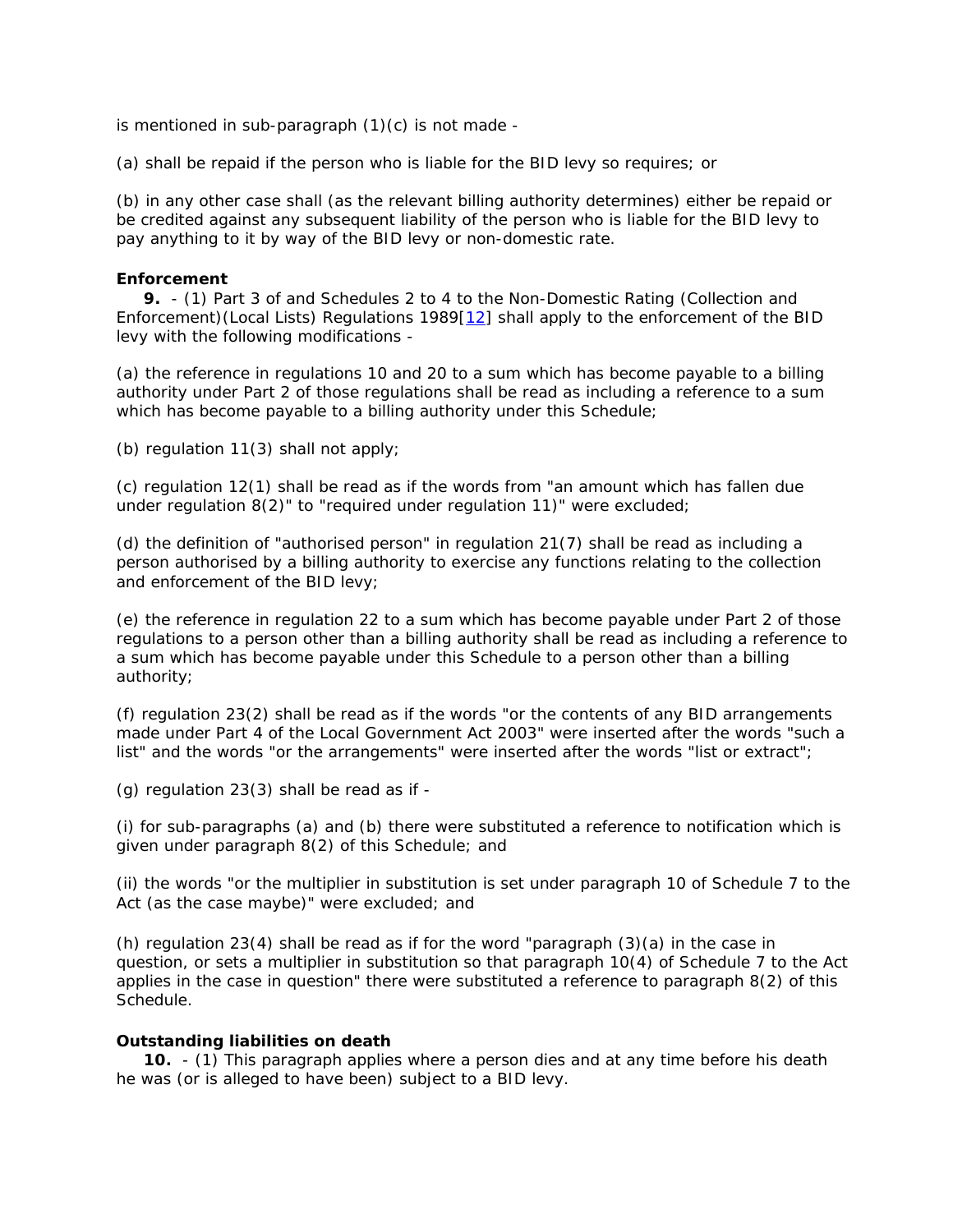is mentioned in sub-paragraph (1)(c) is not made -

(a) shall be repaid if the person who is liable for the BID levy so requires; or

(b) in any other case shall (as the relevant billing authority determines) either be repaid or be credited against any subsequent liability of the person who is liable for the BID levy to pay anything to it by way of the BID levy or non-domestic rate.

**Enforcement**

**9.** - (1) Part 3 of and Schedules 2 to 4 to the Non-Domestic Rating (Collection and Enforcement)(Local Lists) Regulations 1989[12] shall apply to the enforcement of the BID levy with the following modifications -

(a) the reference in regulations 10 and 20 to a sum which has become payable to a billing authority under Part 2 of those regulations shall be read as including a reference to a sum which has become payable to a billing authority under this Schedule;

(b) regulation 11(3) shall not apply;

(c) regulation 12(1) shall be read as if the words from "an amount which has fallen due under regulation 8(2)" to "required under regulation 11)" were excluded;

(d) the definition of "authorised person" in regulation 21(7) shall be read as including a person authorised by a billing authority to exercise any functions relating to the collection and enforcement of the BID levy;

(e) the reference in regulation 22 to a sum which has become payable under Part 2 of those regulations to a person other than a billing authority shall be read as including a reference to a sum which has become payable under this Schedule to a person other than a billing authority;

(f) regulation 23(2) shall be read as if the words "or the contents of any BID arrangements made under Part 4 of the Local Government Act 2003" were inserted after the words "such a list" and the words "or the arrangements" were inserted after the words "list or extract";

(g) regulation 23(3) shall be read as if -

(i) for sub-paragraphs (a) and (b) there were substituted a reference to notification which is given under paragraph 8(2) of this Schedule; and

(ii) the words "or the multiplier in substitution is set under paragraph 10 of Schedule 7 to the Act (as the case maybe)" were excluded; and

(h) regulation 23(4) shall be read as if for the word "paragraph (3)(a) in the case in question, or sets a multiplier in substitution so that paragraph 10(4) of Schedule 7 to the Act applies in the case in question" there were substituted a reference to paragraph 8(2) of this Schedule.

**Outstanding liabilities on death**

**10.** - (1) This paragraph applies where a person dies and at any time before his death he was (or is alleged to have been) subject to a BID levy.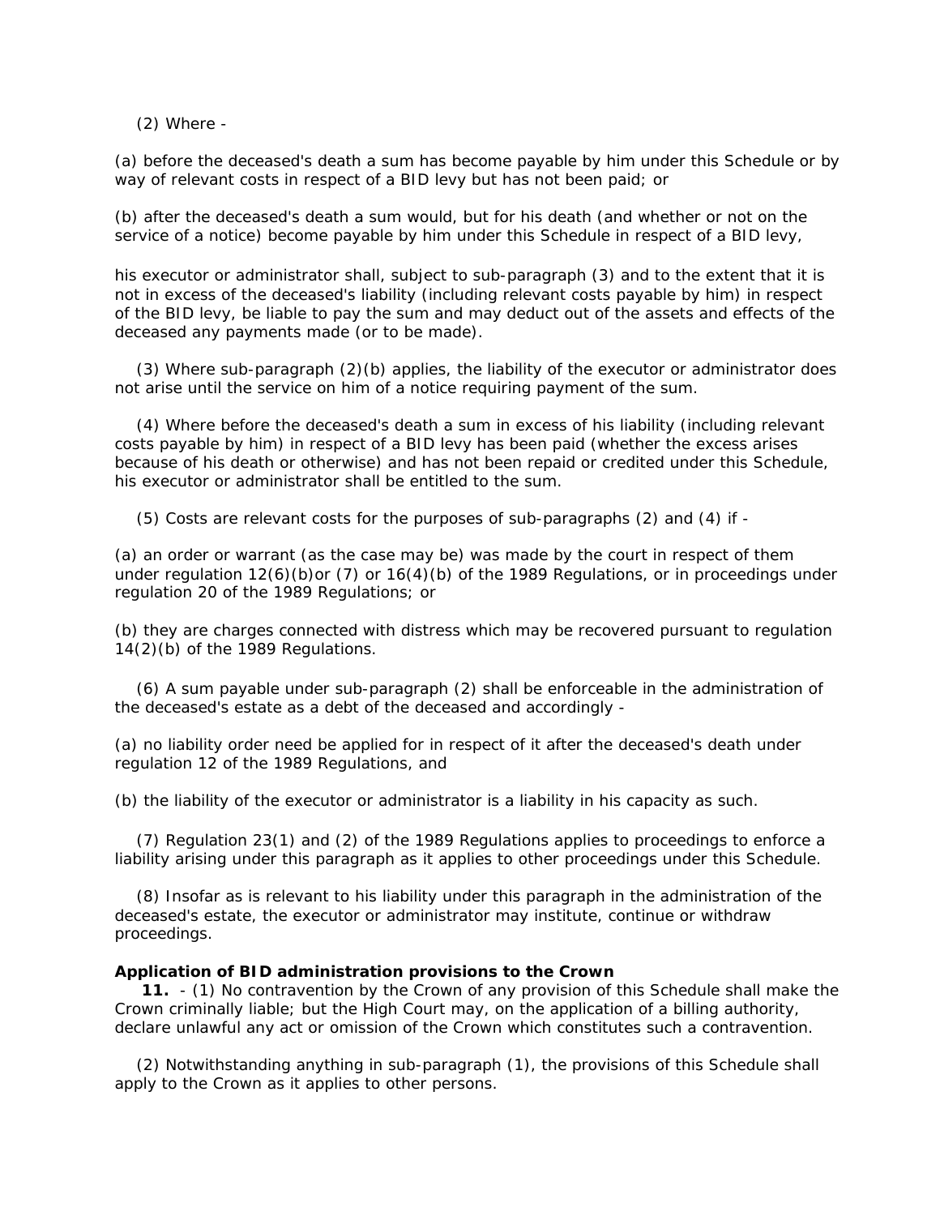(2) Where -

(a) before the deceased's death a sum has become payable by him under this Schedule or by way of relevant costs in respect of a BID levy but has not been paid; or

(b) after the deceased's death a sum would, but for his death (and whether or not on the service of a notice) become payable by him under this Schedule in respect of a BID levy,

his executor or administrator shall, subject to sub-paragraph (3) and to the extent that it is not in excess of the deceased's liability (including relevant costs payable by him) in respect of the BID levy, be liable to pay the sum and may deduct out of the assets and effects of the deceased any payments made (or to be made).

(3) Where sub-paragraph (2)(b) applies, the liability of the executor or administrator does not arise until the service on him of a notice requiring payment of the sum.

(4) Where before the deceased's death a sum in excess of his liability (including relevant costs payable by him) in respect of a BID levy has been paid (whether the excess arises because of his death or otherwise) and has not been repaid or credited under this Schedule, his executor or administrator shall be entitled to the sum.

(5) Costs are relevant costs for the purposes of sub-paragraphs (2) and (4) if -

(a) an order or warrant (as the case may be) was made by the court in respect of them under regulation 12(6)(b)or (7) or 16(4)(b) of the 1989 Regulations, or in proceedings under regulation 20 of the 1989 Regulations; or

(b) they are charges connected with distress which may be recovered pursuant to regulation 14(2)(b) of the 1989 Regulations.

(6) A sum payable under sub-paragraph (2) shall be enforceable in the administration of the deceased's estate as a debt of the deceased and accordingly -

(a) no liability order need be applied for in respect of it after the deceased's death under regulation 12 of the 1989 Regulations, and

(b) the liability of the executor or administrator is a liability in his capacity as such.

(7) Regulation 23(1) and (2) of the 1989 Regulations applies to proceedings to enforce a liability arising under this paragraph as it applies to other proceedings under this Schedule.

(8) Insofar as is relevant to his liability under this paragraph in the administration of the deceased's estate, the executor or administrator may institute, continue or withdraw proceedings.

**Application of BID administration provisions to the Crown**

**11.** - (1) No contravention by the Crown of any provision of this Schedule shall make the Crown criminally liable; but the High Court may, on the application of a billing authority, declare unlawful any act or omission of the Crown which constitutes such a contravention.

(2) Notwithstanding anything in sub-paragraph (1), the provisions of this Schedule shall apply to the Crown as it applies to other persons.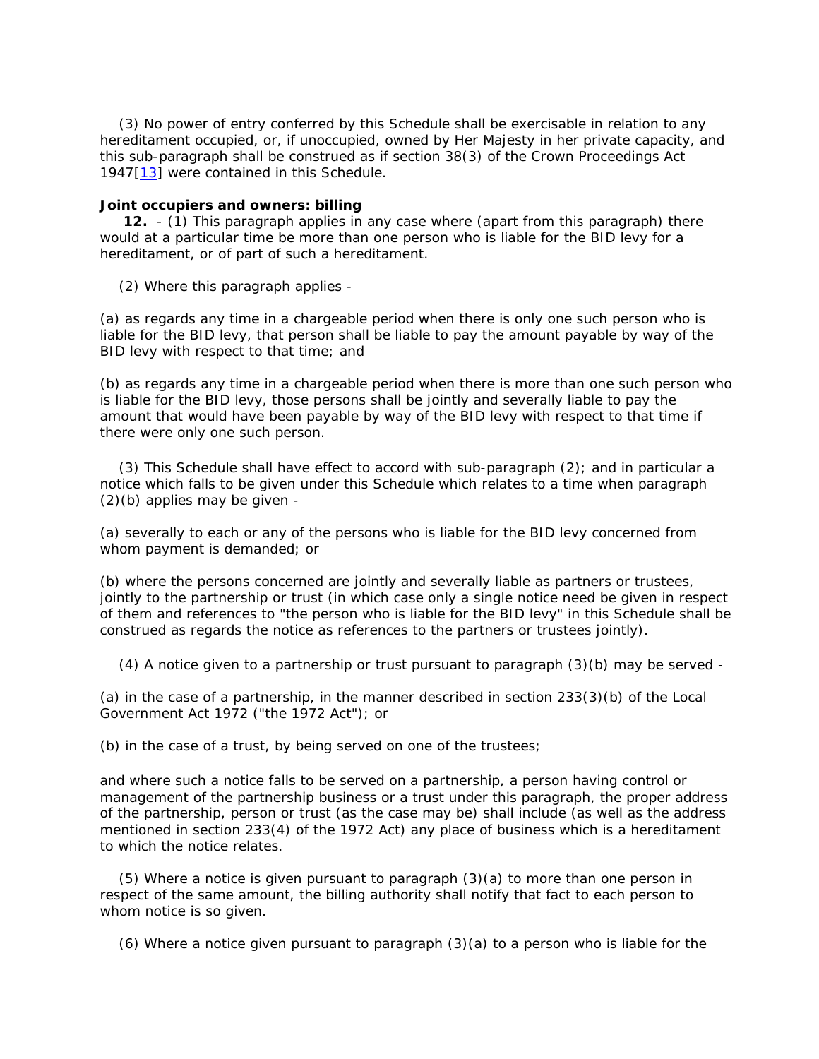(3) No power of entry conferred by this Schedule shall be exercisable in relation to any hereditament occupied, or, if unoccupied, owned by Her Majesty in her private capacity, and this sub-paragraph shall be construed as if section 38(3) of the Crown Proceedings Act 1947[13] were contained in this Schedule.

**Joint occupiers and owners: billing**

**12.** - (1) This paragraph applies in any case where (apart from this paragraph) there would at a particular time be more than one person who is liable for the BID levy for a hereditament, or of part of such a hereditament.

(2) Where this paragraph applies -

(a) as regards any time in a chargeable period when there is only one such person who is liable for the BID levy, that person shall be liable to pay the amount payable by way of the BID levy with respect to that time; and

(b) as regards any time in a chargeable period when there is more than one such person who is liable for the BID levy, those persons shall be jointly and severally liable to pay the amount that would have been payable by way of the BID levy with respect to that time if there were only one such person.

(3) This Schedule shall have effect to accord with sub-paragraph (2); and in particular a notice which falls to be given under this Schedule which relates to a time when paragraph (2)(b) applies may be given -

(a) severally to each or any of the persons who is liable for the BID levy concerned from whom payment is demanded; or

(b) where the persons concerned are jointly and severally liable as partners or trustees, jointly to the partnership or trust (in which case only a single notice need be given in respect of them and references to "the person who is liable for the BID levy" in this Schedule shall be construed as regards the notice as references to the partners or trustees jointly).

(4) A notice given to a partnership or trust pursuant to paragraph (3)(b) may be served -

(a) in the case of a partnership, in the manner described in section 233(3)(b) of the Local Government Act 1972 ("the 1972 Act"); or

(b) in the case of a trust, by being served on one of the trustees;

and where such a notice falls to be served on a partnership, a person having control or management of the partnership business or a trust under this paragraph, the proper address of the partnership, person or trust (as the case may be) shall include (as well as the address mentioned in section 233(4) of the 1972 Act) any place of business which is a hereditament to which the notice relates.

(5) Where a notice is given pursuant to paragraph (3)(a) to more than one person in respect of the same amount, the billing authority shall notify that fact to each person to whom notice is so given.

(6) Where a notice given pursuant to paragraph (3)(a) to a person who is liable for the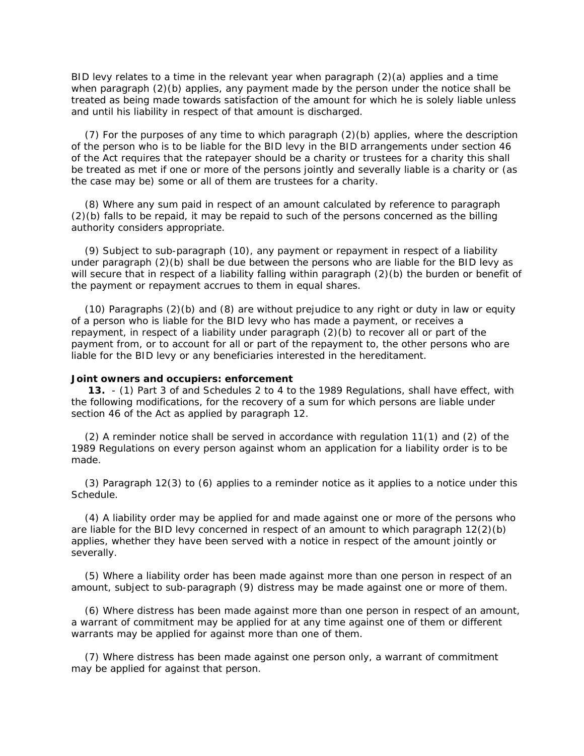BID levy relates to a time in the relevant year when paragraph (2)(a) applies and a time when paragraph (2)(b) applies, any payment made by the person under the notice shall be treated as being made towards satisfaction of the amount for which he is solely liable unless and until his liability in respect of that amount is discharged.

(7) For the purposes of any time to which paragraph (2)(b) applies, where the description of the person who is to be liable for the BID levy in the BID arrangements under section 46 of the Act requires that the ratepayer should be a charity or trustees for a charity this shall be treated as met if one or more of the persons jointly and severally liable is a charity or (as the case may be) some or all of them are trustees for a charity.

(8) Where any sum paid in respect of an amount calculated by reference to paragraph (2)(b) falls to be repaid, it may be repaid to such of the persons concerned as the billing authority considers appropriate.

(9) Subject to sub-paragraph (10), any payment or repayment in respect of a liability under paragraph (2)(b) shall be due between the persons who are liable for the BID levy as will secure that in respect of a liability falling within paragraph (2)(b) the burden or benefit of the payment or repayment accrues to them in equal shares.

(10) Paragraphs (2)(b) and (8) are without prejudice to any right or duty in law or equity of a person who is liable for the BID levy who has made a payment, or receives a repayment, in respect of a liability under paragraph (2)(b) to recover all or part of the payment from, or to account for all or part of the repayment to, the other persons who are liable for the BID levy or any beneficiaries interested in the hereditament.

**Joint owners and occupiers: enforcement**

**13.** - (1) Part 3 of and Schedules 2 to 4 to the 1989 Regulations, shall have effect, with the following modifications, for the recovery of a sum for which persons are liable under section 46 of the Act as applied by paragraph 12.

(2) A reminder notice shall be served in accordance with regulation 11(1) and (2) of the 1989 Regulations on every person against whom an application for a liability order is to be made.

(3) Paragraph 12(3) to (6) applies to a reminder notice as it applies to a notice under this Schedule.

(4) A liability order may be applied for and made against one or more of the persons who are liable for the BID levy concerned in respect of an amount to which paragraph 12(2)(b) applies, whether they have been served with a notice in respect of the amount jointly or severally.

(5) Where a liability order has been made against more than one person in respect of an amount, subject to sub-paragraph (9) distress may be made against one or more of them.

(6) Where distress has been made against more than one person in respect of an amount, a warrant of commitment may be applied for at any time against one of them or different warrants may be applied for against more than one of them.

(7) Where distress has been made against one person only, a warrant of commitment may be applied for against that person.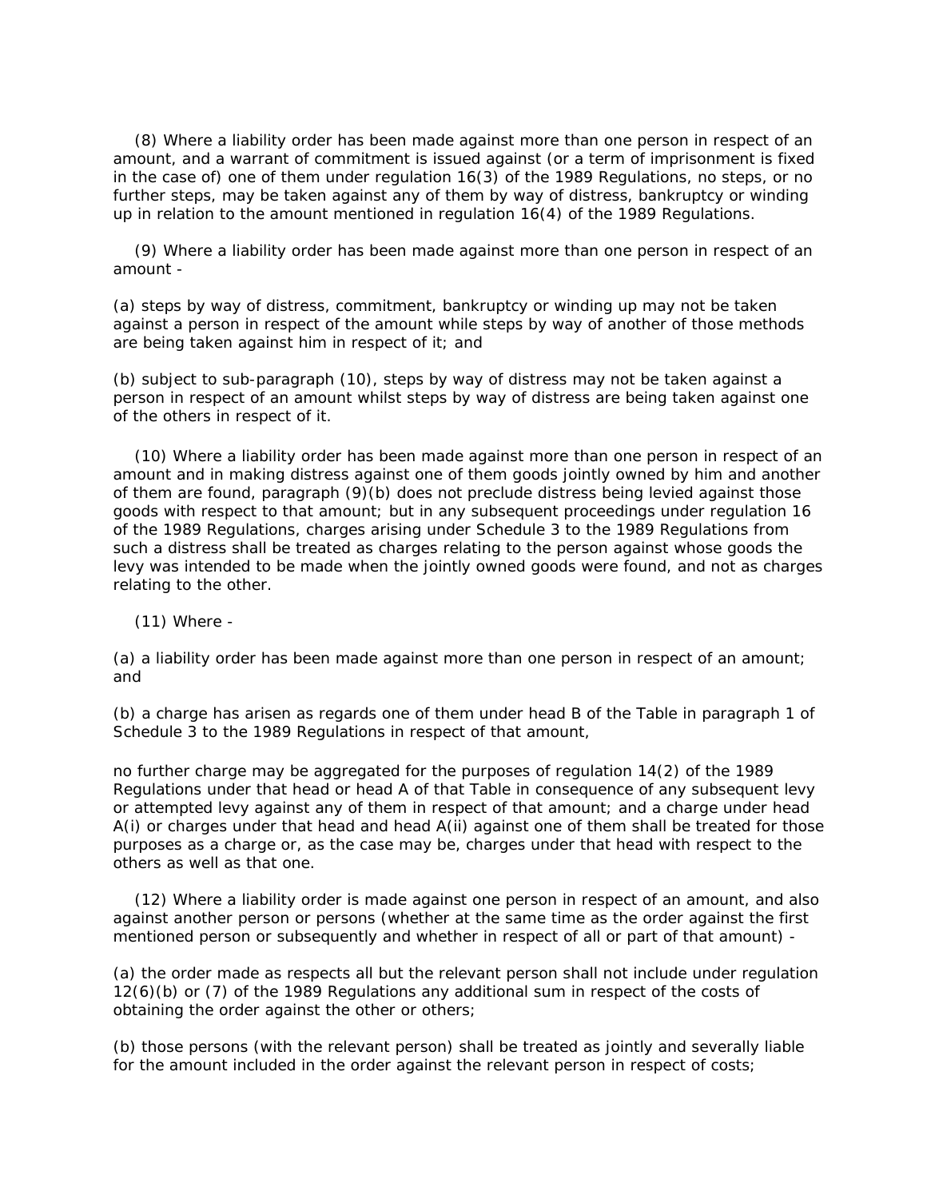(8) Where a liability order has been made against more than one person in respect of an amount, and a warrant of commitment is issued against (or a term of imprisonment is fixed in the case of) one of them under regulation 16(3) of the 1989 Regulations, no steps, or no further steps, may be taken against any of them by way of distress, bankruptcy or winding up in relation to the amount mentioned in regulation 16(4) of the 1989 Regulations.

(9) Where a liability order has been made against more than one person in respect of an amount -

(a) steps by way of distress, commitment, bankruptcy or winding up may not be taken against a person in respect of the amount while steps by way of another of those methods are being taken against him in respect of it; and

(b) subject to sub-paragraph (10), steps by way of distress may not be taken against a person in respect of an amount whilst steps by way of distress are being taken against one of the others in respect of it.

(10) Where a liability order has been made against more than one person in respect of an amount and in making distress against one of them goods jointly owned by him and another of them are found, paragraph (9)(b) does not preclude distress being levied against those goods with respect to that amount; but in any subsequent proceedings under regulation 16 of the 1989 Regulations, charges arising under Schedule 3 to the 1989 Regulations from such a distress shall be treated as charges relating to the person against whose goods the levy was intended to be made when the jointly owned goods were found, and not as charges relating to the other.

(11) Where -

(a) a liability order has been made against more than one person in respect of an amount; and

(b) a charge has arisen as regards one of them under head B of the Table in paragraph 1 of Schedule 3 to the 1989 Regulations in respect of that amount,

no further charge may be aggregated for the purposes of regulation 14(2) of the 1989 Regulations under that head or head A of that Table in consequence of any subsequent levy or attempted levy against any of them in respect of that amount; and a charge under head A(i) or charges under that head and head A(ii) against one of them shall be treated for those purposes as a charge or, as the case may be, charges under that head with respect to the others as well as that one.

(12) Where a liability order is made against one person in respect of an amount, and also against another person or persons (whether at the same time as the order against the first mentioned person or subsequently and whether in respect of all or part of that amount) -

(a) the order made as respects all but the relevant person shall not include under regulation 12(6)(b) or (7) of the 1989 Regulations any additional sum in respect of the costs of obtaining the order against the other or others;

(b) those persons (with the relevant person) shall be treated as jointly and severally liable for the amount included in the order against the relevant person in respect of costs;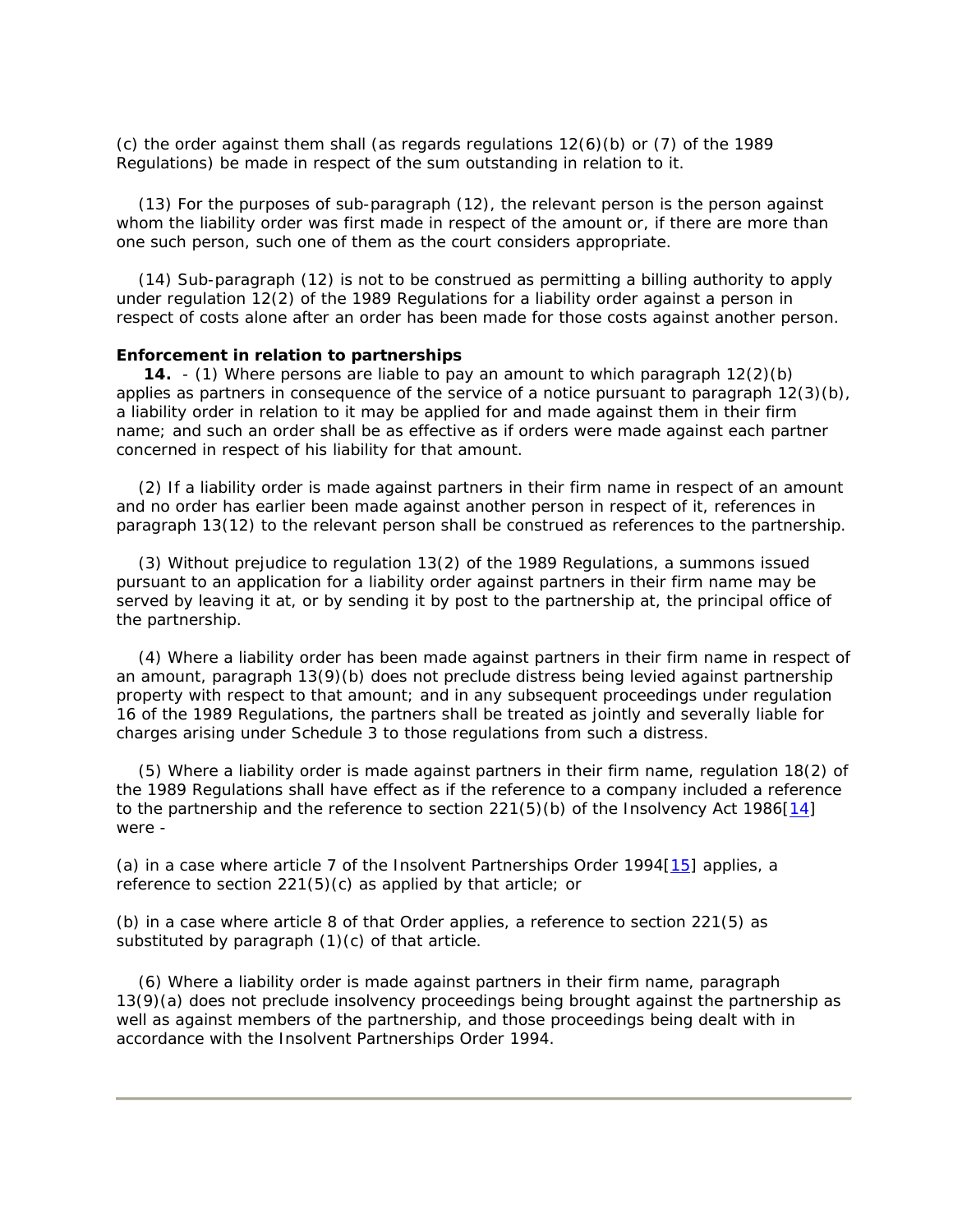(c) the order against them shall (as regards regulations 12(6)(b) or (7) of the 1989 Regulations) be made in respect of the sum outstanding in relation to it.

(13) For the purposes of sub-paragraph (12), the relevant person is the person against whom the liability order was first made in respect of the amount or, if there are more than one such person, such one of them as the court considers appropriate.

(14) Sub-paragraph (12) is not to be construed as permitting a billing authority to apply under regulation 12(2) of the 1989 Regulations for a liability order against a person in respect of costs alone after an order has been made for those costs against another person.

**Enforcement in relation to partnerships**

**14.** - (1) Where persons are liable to pay an amount to which paragraph 12(2)(b) applies as partners in consequence of the service of a notice pursuant to paragraph 12(3)(b), a liability order in relation to it may be applied for and made against them in their firm name; and such an order shall be as effective as if orders were made against each partner concerned in respect of his liability for that amount.

(2) If a liability order is made against partners in their firm name in respect of an amount and no order has earlier been made against another person in respect of it, references in paragraph 13(12) to the relevant person shall be construed as references to the partnership.

(3) Without prejudice to regulation 13(2) of the 1989 Regulations, a summons issued pursuant to an application for a liability order against partners in their firm name may be served by leaving it at, or by sending it by post to the partnership at, the principal office of the partnership.

(4) Where a liability order has been made against partners in their firm name in respect of an amount, paragraph 13(9)(b) does not preclude distress being levied against partnership property with respect to that amount; and in any subsequent proceedings under regulation 16 of the 1989 Regulations, the partners shall be treated as jointly and severally liable for charges arising under Schedule 3 to those regulations from such a distress.

(5) Where a liability order is made against partners in their firm name, regulation 18(2) of the 1989 Regulations shall have effect as if the reference to a company included a reference to the partnership and the reference to section 221(5)(b) of the Insolvency Act 1986[14] were -

(a) in a case where article 7 of the Insolvent Partnerships Order 1994[15] applies, a reference to section 221(5)(c) as applied by that article; or

(b) in a case where article 8 of that Order applies, a reference to section 221(5) as substituted by paragraph (1)(c) of that article.

(6) Where a liability order is made against partners in their firm name, paragraph 13(9)(a) does not preclude insolvency proceedings being brought against the partnership as well as against members of the partnership, and those proceedings being dealt with in accordance with the Insolvent Partnerships Order 1994.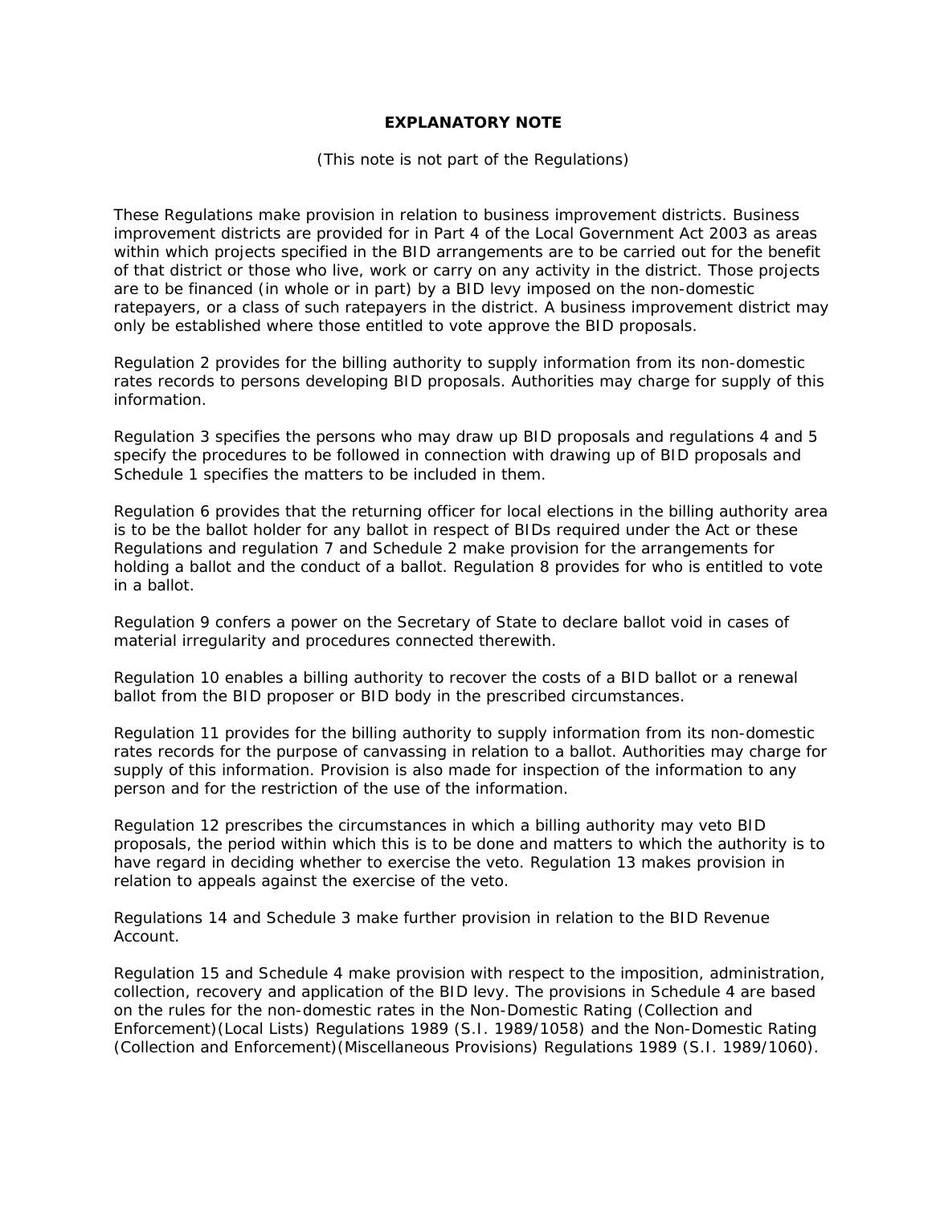**EXPLANATORY NOTE**

(This note is not part of the Regulations)

These Regulations make provision in relation to business improvement districts. Business improvement districts are provided for in Part 4 of the Local Government Act 2003 as areas within which projects specified in the BID arrangements are to be carried out for the benefit of that district or those who live, work or carry on any activity in the district. Those projects are to be financed (in whole or in part) by a BID levy imposed on the non-domestic ratepayers, or a class of such ratepayers in the district. A business improvement district may only be established where those entitled to vote approve the BID proposals.

Regulation 2 provides for the billing authority to supply information from its non-domestic rates records to persons developing BID proposals. Authorities may charge for supply of this information.

Regulation 3 specifies the persons who may draw up BID proposals and regulations 4 and 5 specify the procedures to be followed in connection with drawing up of BID proposals and Schedule 1 specifies the matters to be included in them.

Regulation 6 provides that the returning officer for local elections in the billing authority area is to be the ballot holder for any ballot in respect of BIDs required under the Act or these Regulations and regulation 7 and Schedule 2 make provision for the arrangements for holding a ballot and the conduct of a ballot. Regulation 8 provides for who is entitled to vote in a ballot.

Regulation 9 confers a power on the Secretary of State to declare ballot void in cases of material irregularity and procedures connected therewith.

Regulation 10 enables a billing authority to recover the costs of a BID ballot or a renewal ballot from the BID proposer or BID body in the prescribed circumstances.

Regulation 11 provides for the billing authority to supply information from its non-domestic rates records for the purpose of canvassing in relation to a ballot. Authorities may charge for supply of this information. Provision is also made for inspection of the information to any person and for the restriction of the use of the information.

Regulation 12 prescribes the circumstances in which a billing authority may veto BID proposals, the period within which this is to be done and matters to which the authority is to have regard in deciding whether to exercise the veto. Regulation 13 makes provision in relation to appeals against the exercise of the veto.

Regulations 14 and Schedule 3 make further provision in relation to the BID Revenue Account.

Regulation 15 and Schedule 4 make provision with respect to the imposition, administration, collection, recovery and application of the BID levy. The provisions in Schedule 4 are based on the rules for the non-domestic rates in the Non-Domestic Rating (Collection and Enforcement)(Local Lists) Regulations 1989 (S.I. 1989/1058) and the Non-Domestic Rating (Collection and Enforcement)(Miscellaneous Provisions) Regulations 1989 (S.I. 1989/1060).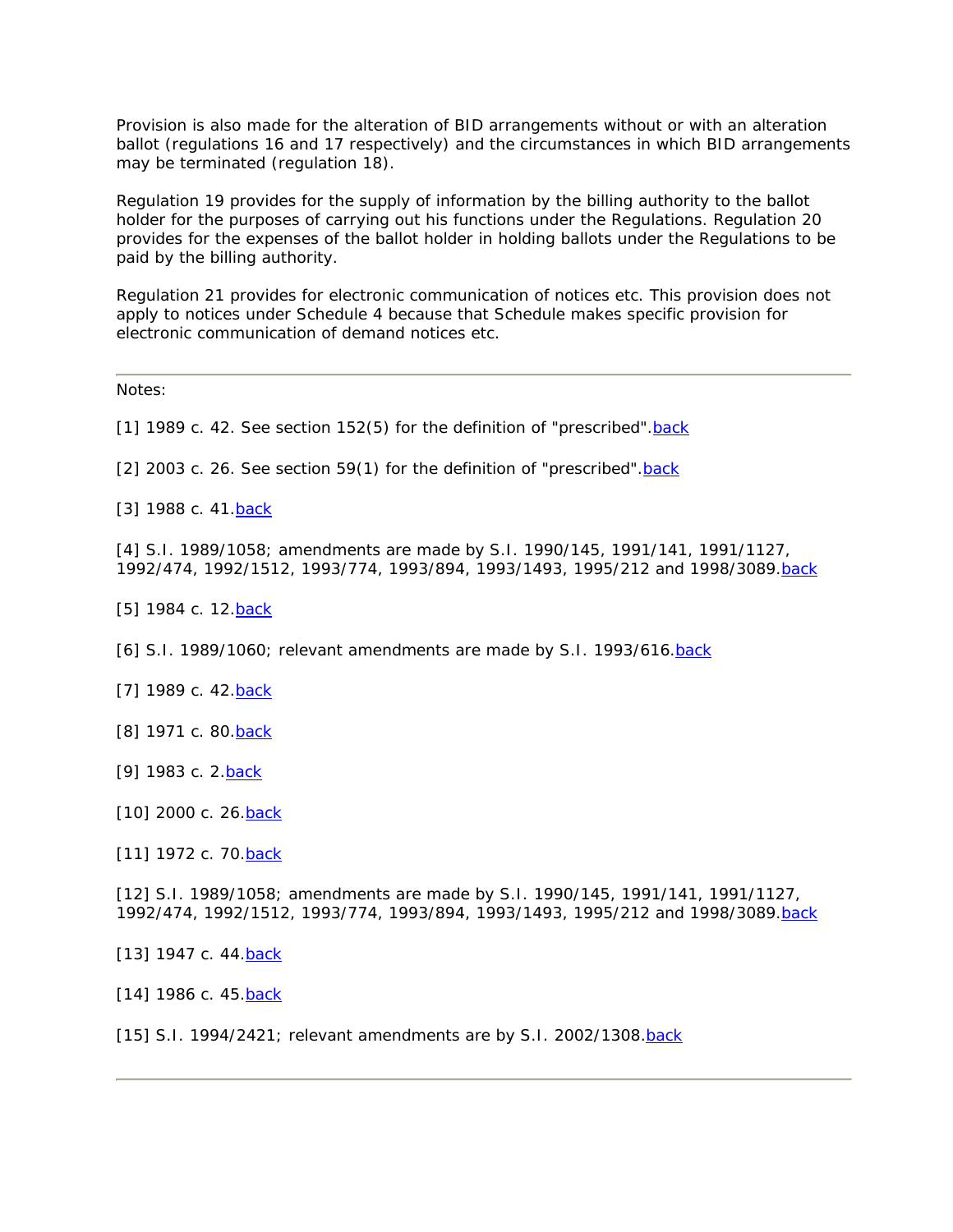Provision is also made for the alteration of BID arrangements without or with an alteration ballot (regulations 16 and 17 respectively) and the circumstances in which BID arrangements may be terminated (regulation 18).

Regulation 19 provides for the supply of information by the billing authority to the ballot holder for the purposes of carrying out his functions under the Regulations. Regulation 20 provides for the expenses of the ballot holder in holding ballots under the Regulations to be paid by the billing authority.

Regulation 21 provides for electronic communication of notices etc. This provision does not apply to notices under Schedule 4 because that Schedule makes specific provision for electronic communication of demand notices etc.

---

Notes:

[1] 1989 c. 42. See section 152(5) for the definition of "prescribed".back

[2] 2003 c. 26. See section 59(1) for the definition of "prescribed".back

[3] 1988 c. 41.back

[4] S.I. 1989/1058; amendments are made by S.I. 1990/145, 1991/141, 1991/1127, 1992/474, 1992/1512, 1993/774, 1993/894, 1993/1493, 1995/212 and 1998/3089.back

[5] 1984 c. 12.back

[6] S.I. 1989/1060; relevant amendments are made by S.I. 1993/616.back

[7] 1989 c. 42.back

[8] 1971 c. 80.back

[9] 1983 c. 2.back

[10] 2000 c. 26.back

[11] 1972 c. 70.back

[12] S.I. 1989/1058; amendments are made by S.I. 1990/145, 1991/141, 1991/1127, 1992/474, 1992/1512, 1993/774, 1993/894, 1993/1493, 1995/212 and 1998/3089.back

[13] 1947 c. 44.back

[14] 1986 c. 45.back

[15] S.I. 1994/2421; relevant amendments are by S.I. 2002/1308.back

---